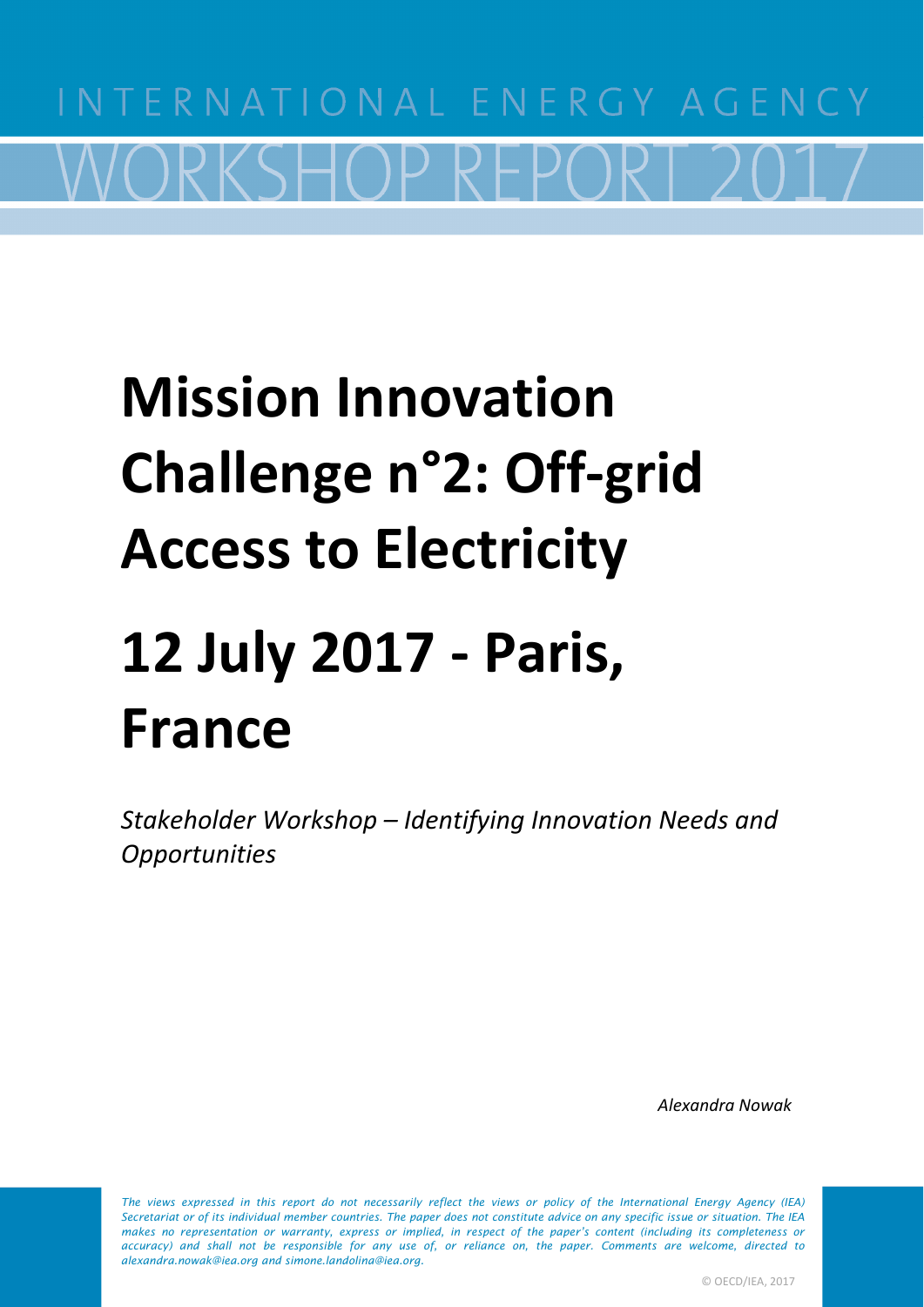INTERNATIONAL ENERGY AGENCY

WORKSHOP REPORT 2017

# Mission Innovation Challenge n°2: Off-grid Access to Electricity

# 12 July 2017 - Paris, France

*Stakeholder Workshop – Identifying Innovation Needs and Opportunities*

*Alexandra Nowak*

*The views expressed in this report do not necessarily reflect the views or policy of the International Energy Agency (IEA) Secretariat or of its individual member countries. The paper does not constitute advice on any specific issue or situation. The IEA makes no representation or warranty, express or implied, in respect of the paper's content (including its completeness or accuracy) and shall not be responsible for any use of, or reliance on, the paper. Comments are welcome, directed to alexandra.nowak@iea.org and simone.landolina@iea.org.*

© OECD/IEA, 2017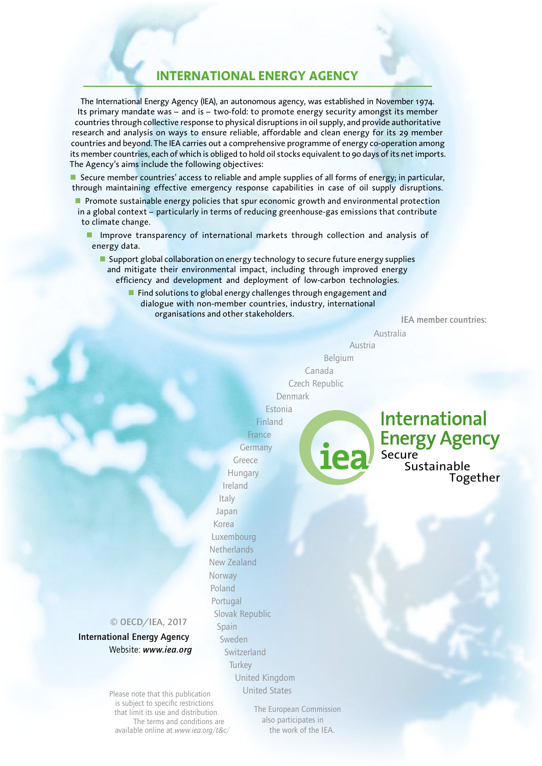## INTERNATIONAL ENERGY AGENCY

The International Energy Agency (IEA), an autonomous agency, was established in November 1974. Its primary mandate was – and is – two-fold: to promote energy security amongst its member countries through collective response to physical disruptions in oil supply, and provide authoritative research and analysis on ways to ensure reliable, affordable and clean energy for its 29 member countries and beyond. The IEA carries out a comprehensive programme of energy co-operation among its member countries, each of which is obliged to hold oil stocks equivalent to 90 days of its net imports. The Agency's aims include the following objectives:

- Secure member countries' access to reliable and ample supplies of all forms of energy; in particular, through maintaining effective emergency response capabilities in case of oil supply disruptions.
- Promote sustainable energy policies that spur economic growth and environmental protection in a global context – particularly in terms of reducing greenhouse-gas emissions that contribute to climate change.
- Improve transparency of international markets through collection and analysis of energy data.
- Support global collaboration on energy technology to secure future energy supplies and mitigate their environmental impact, including through improved energy efficiency and development and deployment of low-carbon technologies.
- Find solutions to global energy challenges through engagement and dialogue with non-member countries, industry, international organisations and other stakeholders.

**IEA member countries:**

Australia
Austria
Belgium
Canada
Czech Republic
Denmark
Estonia
Finland
France
Germany
Greece
Hungary
Ireland
Italy
Japan
Korea
Luxembourg
Netherlands
New Zealand
Norway
Poland
Portugal
Slovak Republic
Spain
Sweden
Switzerland
Turkey
United Kingdom
United States

The European Commission also participates in the work of the IEA.

International Energy Agency
Secure
Sustainable
Together

© OECD/IEA, 2017
International Energy Agency
Website: ***www.iea.org***

Please note that this publication is subject to specific restrictions that limit its use and distribution. The terms and conditions are available online at *www.iea.org/t&c/*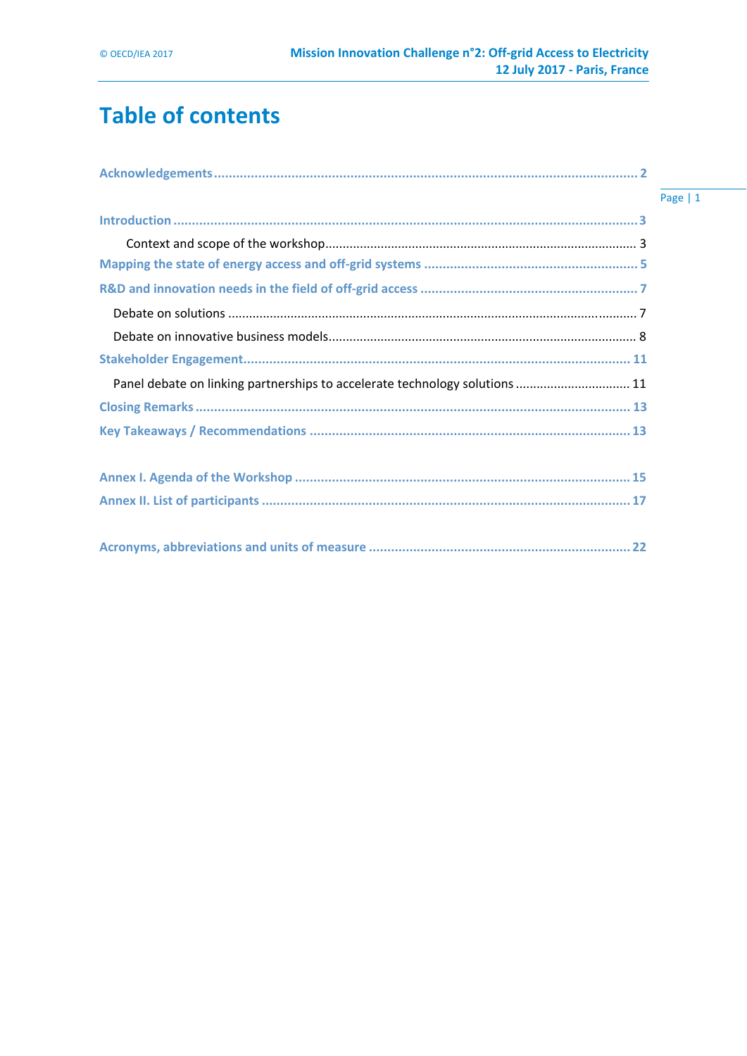# Table of contents

Acknowledgements ..... 2

Introduction ..... 3

Context and scope of the workshop ..... 3

Mapping the state of energy access and off-grid systems ..... 5

R&D and innovation needs in the field of off-grid access ..... 7

Debate on solutions ..... 7

Debate on innovative business models ..... 8

Stakeholder Engagement ..... 11

Panel debate on linking partnerships to accelerate technology solutions ..... 11

Closing Remarks ..... 13

Key Takeaways / Recommendations ..... 13

Annex I. Agenda of the Workshop ..... 15

Annex II. List of participants ..... 17

Acronyms, abbreviations and units of measure ..... 22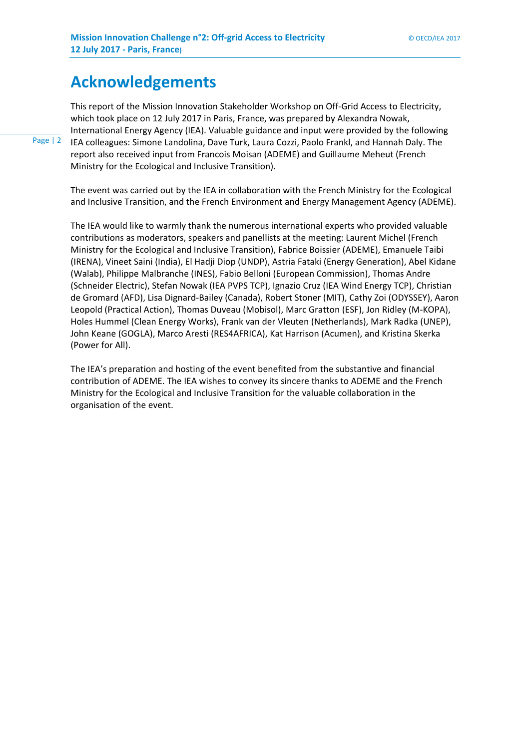# Acknowledgements

This report of the Mission Innovation Stakeholder Workshop on Off-Grid Access to Electricity, which took place on 12 July 2017 in Paris, France, was prepared by Alexandra Nowak, International Energy Agency (IEA). Valuable guidance and input were provided by the following IEA colleagues: Simone Landolina, Dave Turk, Laura Cozzi, Paolo Frankl, and Hannah Daly. The report also received input from Francois Moisan (ADEME) and Guillaume Meheut (French Ministry for the Ecological and Inclusive Transition).

The event was carried out by the IEA in collaboration with the French Ministry for the Ecological and Inclusive Transition, and the French Environment and Energy Management Agency (ADEME).

The IEA would like to warmly thank the numerous international experts who provided valuable contributions as moderators, speakers and panellists at the meeting: Laurent Michel (French Ministry for the Ecological and Inclusive Transition), Fabrice Boissier (ADEME), Emanuele Taibi (IRENA), Vineet Saini (India), El Hadji Diop (UNDP), Astria Fataki (Energy Generation), Abel Kidane (Walab), Philippe Malbranche (INES), Fabio Belloni (European Commission), Thomas Andre (Schneider Electric), Stefan Nowak (IEA PVPS TCP), Ignazio Cruz (IEA Wind Energy TCP), Christian de Gromard (AFD), Lisa Dignard-Bailey (Canada), Robert Stoner (MIT), Cathy Zoi (ODYSSEY), Aaron Leopold (Practical Action), Thomas Duveau (Mobisol), Marc Gratton (ESF), Jon Ridley (M-KOPA), Holes Hummel (Clean Energy Works), Frank van der Vleuten (Netherlands), Mark Radka (UNEP), John Keane (GOGLA), Marco Aresti (RES4AFRICA), Kat Harrison (Acumen), and Kristina Skerka (Power for All).

The IEA's preparation and hosting of the event benefited from the substantive and financial contribution of ADEME. The IEA wishes to convey its sincere thanks to ADEME and the French Ministry for the Ecological and Inclusive Transition for the valuable collaboration in the organisation of the event.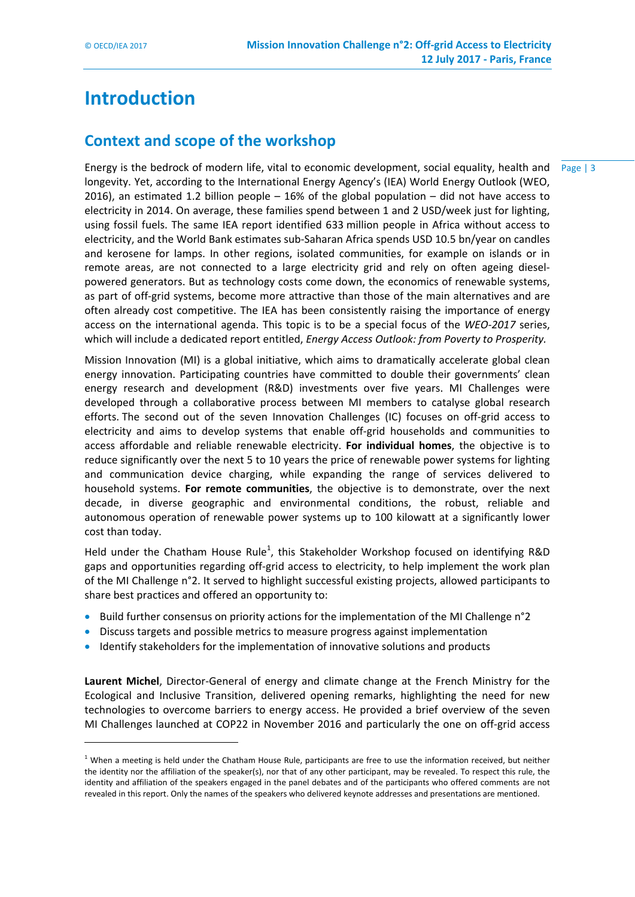# Introduction

## Context and scope of the workshop

Energy is the bedrock of modern life, vital to economic development, social equality, health and longevity. Yet, according to the International Energy Agency's (IEA) World Energy Outlook (WEO, 2016), an estimated 1.2 billion people – 16% of the global population – did not have access to electricity in 2014. On average, these families spend between 1 and 2 USD/week just for lighting, using fossil fuels. The same IEA report identified 633 million people in Africa without access to electricity, and the World Bank estimates sub-Saharan Africa spends USD 10.5 bn/year on candles and kerosene for lamps. In other regions, isolated communities, for example on islands or in remote areas, are not connected to a large electricity grid and rely on often ageing diesel-powered generators. But as technology costs come down, the economics of renewable systems, as part of off-grid systems, become more attractive than those of the main alternatives and are often already cost competitive. The IEA has been consistently raising the importance of energy access on the international agenda. This topic is to be a special focus of the *WEO-2017* series, which will include a dedicated report entitled, *Energy Access Outlook: from Poverty to Prosperity.*

Mission Innovation (MI) is a global initiative, which aims to dramatically accelerate global clean energy innovation. Participating countries have committed to double their governments' clean energy research and development (R&D) investments over five years. MI Challenges were developed through a collaborative process between MI members to catalyse global research efforts. The second out of the seven Innovation Challenges (IC) focuses on off-grid access to electricity and aims to develop systems that enable off-grid households and communities to access affordable and reliable renewable electricity. **For individual homes**, the objective is to reduce significantly over the next 5 to 10 years the price of renewable power systems for lighting and communication device charging, while expanding the range of services delivered to household systems. **For remote communities**, the objective is to demonstrate, over the next decade, in diverse geographic and environmental conditions, the robust, reliable and autonomous operation of renewable power systems up to 100 kilowatt at a significantly lower cost than today.

Held under the Chatham House Rule[1], this Stakeholder Workshop focused on identifying R&D gaps and opportunities regarding off-grid access to electricity, to help implement the work plan of the MI Challenge n°2. It served to highlight successful existing projects, allowed participants to share best practices and offered an opportunity to:

- Build further consensus on priority actions for the implementation of the MI Challenge n°2
- Discuss targets and possible metrics to measure progress against implementation
- Identify stakeholders for the implementation of innovative solutions and products

**Laurent Michel**, Director-General of energy and climate change at the French Ministry for the Ecological and Inclusive Transition, delivered opening remarks, highlighting the need for new technologies to overcome barriers to energy access. He provided a brief overview of the seven MI Challenges launched at COP22 in November 2016 and particularly the one on off-grid access

---

[1] When a meeting is held under the Chatham House Rule, participants are free to use the information received, but neither the identity nor the affiliation of the speaker(s), nor that of any other participant, may be revealed. To respect this rule, the identity and affiliation of the speakers engaged in the panel debates and of the participants who offered comments are not revealed in this report. Only the names of the speakers who delivered keynote addresses and presentations are mentioned.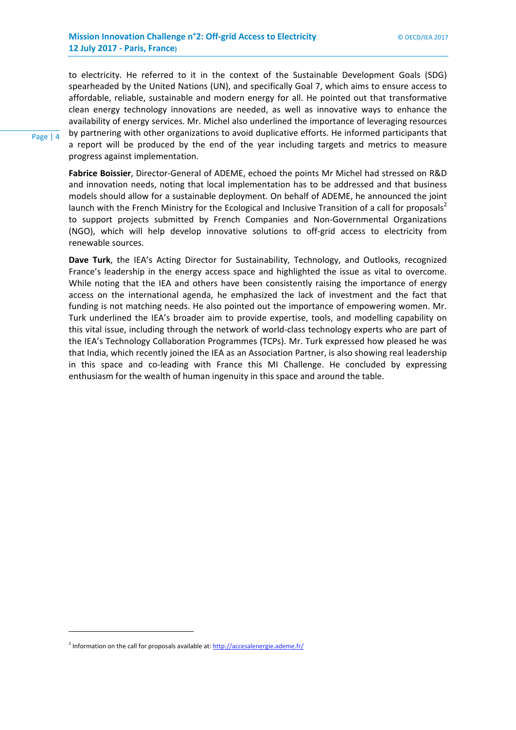to electricity. He referred to it in the context of the Sustainable Development Goals (SDG) spearheaded by the United Nations (UN), and specifically Goal 7, which aims to ensure access to affordable, reliable, sustainable and modern energy for all. He pointed out that transformative clean energy technology innovations are needed, as well as innovative ways to enhance the availability of energy services. Mr. Michel also underlined the importance of leveraging resources by partnering with other organizations to avoid duplicative efforts. He informed participants that a report will be produced by the end of the year including targets and metrics to measure progress against implementation.

**Fabrice Boissier**, Director-General of ADEME, echoed the points Mr Michel had stressed on R&D and innovation needs, noting that local implementation has to be addressed and that business models should allow for a sustainable deployment. On behalf of ADEME, he announced the joint launch with the French Ministry for the Ecological and Inclusive Transition of a call for proposals[2] to support projects submitted by French Companies and Non-Governmental Organizations (NGO), which will help develop innovative solutions to off-grid access to electricity from renewable sources.

**Dave Turk**, the IEA's Acting Director for Sustainability, Technology, and Outlooks, recognized France's leadership in the energy access space and highlighted the issue as vital to overcome. While noting that the IEA and others have been consistently raising the importance of energy access on the international agenda, he emphasized the lack of investment and the fact that funding is not matching needs. He also pointed out the importance of empowering women. Mr. Turk underlined the IEA's broader aim to provide expertise, tools, and modelling capability on this vital issue, including through the network of world-class technology experts who are part of the IEA's Technology Collaboration Programmes (TCPs). Mr. Turk expressed how pleased he was that India, which recently joined the IEA as an Association Partner, is also showing real leadership in this space and co-leading with France this MI Challenge. He concluded by expressing enthusiasm for the wealth of human ingenuity in this space and around the table.

---

[2] Information on the call for proposals available at: http://accesalenergie.ademe.fr/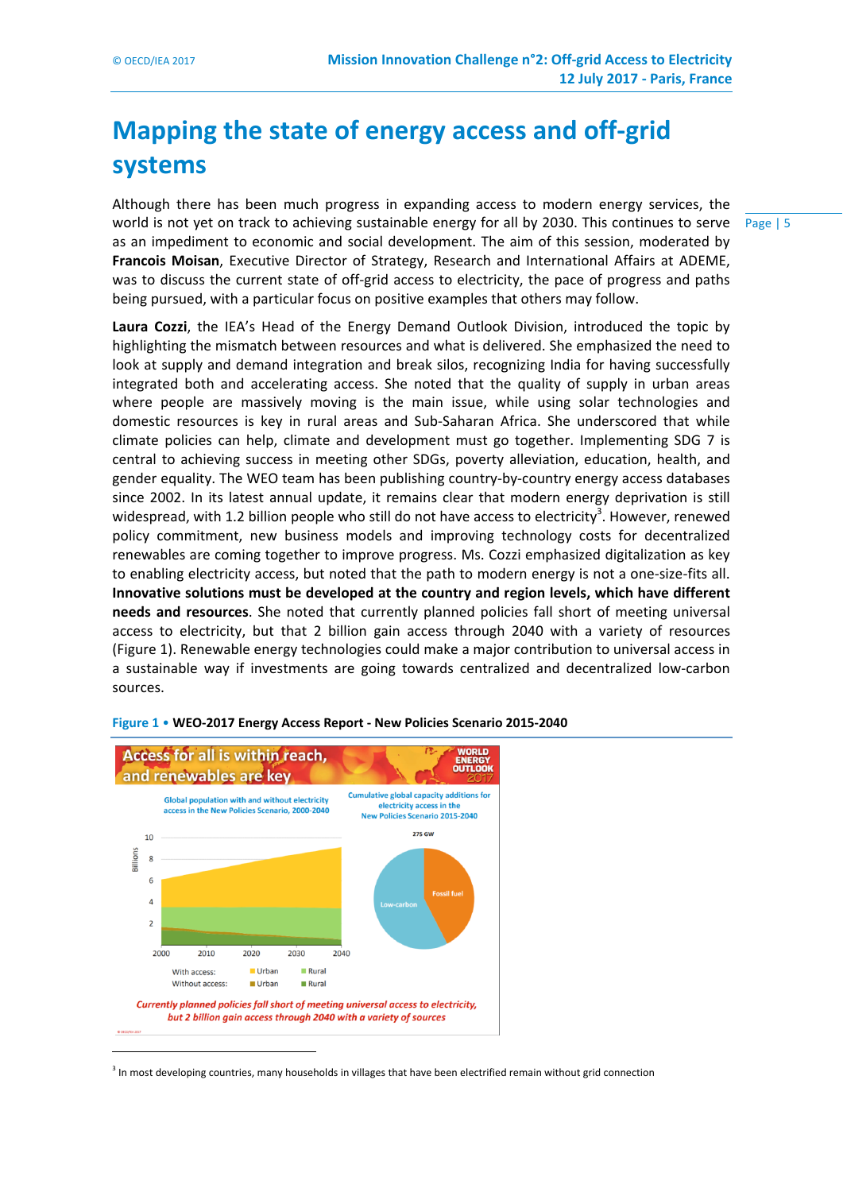# Mapping the state of energy access and off-grid systems

Although there has been much progress in expanding access to modern energy services, the world is not yet on track to achieving sustainable energy for all by 2030. This continues to serve as an impediment to economic and social development. The aim of this session, moderated by **Francois Moisan**, Executive Director of Strategy, Research and International Affairs at ADEME, was to discuss the current state of off-grid access to electricity, the pace of progress and paths being pursued, with a particular focus on positive examples that others may follow.

**Laura Cozzi**, the IEA's Head of the Energy Demand Outlook Division, introduced the topic by highlighting the mismatch between resources and what is delivered. She emphasized the need to look at supply and demand integration and break silos, recognizing India for having successfully integrated both and accelerating access. She noted that the quality of supply in urban areas where people are massively moving is the main issue, while using solar technologies and domestic resources is key in rural areas and Sub-Saharan Africa. She underscored that while climate policies can help, climate and development must go together. Implementing SDG 7 is central to achieving success in meeting other SDGs, poverty alleviation, education, health, and gender equality. The WEO team has been publishing country-by-country energy access databases since 2002. In its latest annual update, it remains clear that modern energy deprivation is still widespread, with 1.2 billion people who still do not have access to electricity[3]. However, renewed policy commitment, new business models and improving technology costs for decentralized renewables are coming together to improve progress. Ms. Cozzi emphasized digitalization as key to enabling electricity access, but noted that the path to modern energy is not a one-size-fits all. **Innovative solutions must be developed at the country and region levels, which have different needs and resources**. She noted that currently planned policies fall short of meeting universal access to electricity, but that 2 billion gain access through 2040 with a variety of resources (Figure 1). Renewable energy technologies could make a major contribution to universal access in a sustainable way if investments are going towards centralized and decentralized low-carbon sources.

**Figure 1 • WEO-2017 Energy Access Report - New Policies Scenario 2015-2040**

Access for all is within reach, and renewables are key

Global population with and without electricity access in the New Policies Scenario, 2000-2040

Cumulative global capacity additions for electricity access in the New Policies Scenario 2015-2040

275 GW

Currently planned policies fall short of meeting universal access to electricity, but 2 billion gain access through 2040 with a variety of sources

[3] In most developing countries, many households in villages that have been electrified remain without grid connection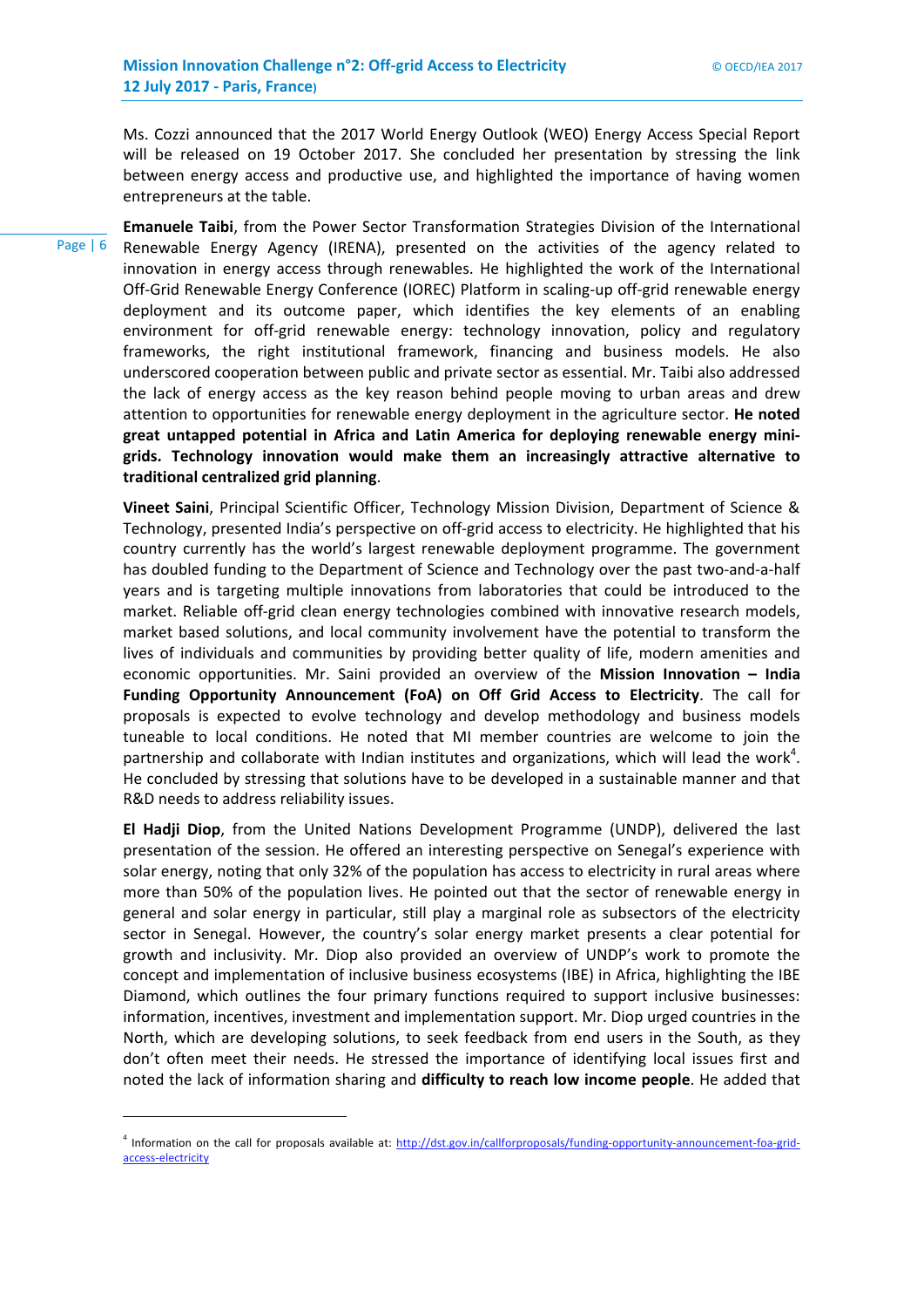Ms. Cozzi announced that the 2017 World Energy Outlook (WEO) Energy Access Special Report will be released on 19 October 2017. She concluded her presentation by stressing the link between energy access and productive use, and highlighted the importance of having women entrepreneurs at the table.

**Emanuele Taibi**, from the Power Sector Transformation Strategies Division of the International Renewable Energy Agency (IRENA), presented on the activities of the agency related to innovation in energy access through renewables. He highlighted the work of the International Off-Grid Renewable Energy Conference (IOREC) Platform in scaling-up off-grid renewable energy deployment and its outcome paper, which identifies the key elements of an enabling environment for off-grid renewable energy: technology innovation, policy and regulatory frameworks, the right institutional framework, financing and business models. He also underscored cooperation between public and private sector as essential. Mr. Taibi also addressed the lack of energy access as the key reason behind people moving to urban areas and drew attention to opportunities for renewable energy deployment in the agriculture sector. **He noted great untapped potential in Africa and Latin America for deploying renewable energy mini-grids. Technology innovation would make them an increasingly attractive alternative to traditional centralized grid planning**.

**Vineet Saini**, Principal Scientific Officer, Technology Mission Division, Department of Science & Technology, presented India's perspective on off-grid access to electricity. He highlighted that his country currently has the world's largest renewable deployment programme. The government has doubled funding to the Department of Science and Technology over the past two-and-a-half years and is targeting multiple innovations from laboratories that could be introduced to the market. Reliable off-grid clean energy technologies combined with innovative research models, market based solutions, and local community involvement have the potential to transform the lives of individuals and communities by providing better quality of life, modern amenities and economic opportunities. Mr. Saini provided an overview of the **Mission Innovation – India Funding Opportunity Announcement (FoA) on Off Grid Access to Electricity**. The call for proposals is expected to evolve technology and develop methodology and business models tuneable to local conditions. He noted that MI member countries are welcome to join the partnership and collaborate with Indian institutes and organizations, which will lead the work[4]. He concluded by stressing that solutions have to be developed in a sustainable manner and that R&D needs to address reliability issues.

**El Hadji Diop**, from the United Nations Development Programme (UNDP), delivered the last presentation of the session. He offered an interesting perspective on Senegal's experience with solar energy, noting that only 32% of the population has access to electricity in rural areas where more than 50% of the population lives. He pointed out that the sector of renewable energy in general and solar energy in particular, still play a marginal role as subsectors of the electricity sector in Senegal. However, the country's solar energy market presents a clear potential for growth and inclusivity. Mr. Diop also provided an overview of UNDP's work to promote the concept and implementation of inclusive business ecosystems (IBE) in Africa, highlighting the IBE Diamond, which outlines the four primary functions required to support inclusive businesses: information, incentives, investment and implementation support. Mr. Diop urged countries in the North, which are developing solutions, to seek feedback from end users in the South, as they don't often meet their needs. He stressed the importance of identifying local issues first and noted the lack of information sharing and **difficulty to reach low income people**. He added that

[4] Information on the call for proposals available at: http://dst.gov.in/callforproposals/funding-opportunity-announcement-foa-grid-access-electricity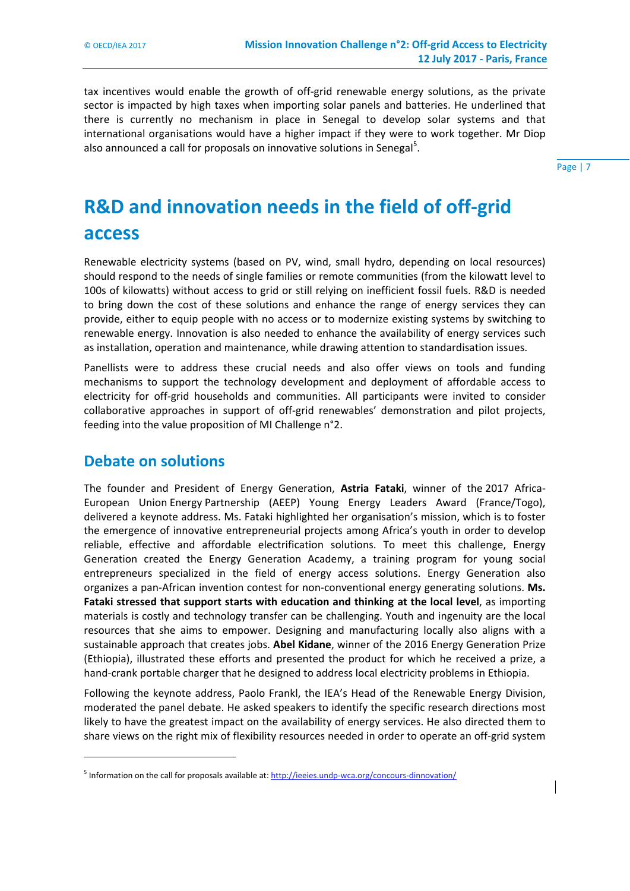tax incentives would enable the growth of off-grid renewable energy solutions, as the private sector is impacted by high taxes when importing solar panels and batteries. He underlined that there is currently no mechanism in place in Senegal to develop solar systems and that international organisations would have a higher impact if they were to work together. Mr Diop also announced a call for proposals on innovative solutions in Senegal[5].

# R&D and innovation needs in the field of off-grid access

Renewable electricity systems (based on PV, wind, small hydro, depending on local resources) should respond to the needs of single families or remote communities (from the kilowatt level to 100s of kilowatts) without access to grid or still relying on inefficient fossil fuels. R&D is needed to bring down the cost of these solutions and enhance the range of energy services they can provide, either to equip people with no access or to modernize existing systems by switching to renewable energy. Innovation is also needed to enhance the availability of energy services such as installation, operation and maintenance, while drawing attention to standardisation issues.

Panellists were to address these crucial needs and also offer views on tools and funding mechanisms to support the technology development and deployment of affordable access to electricity for off-grid households and communities. All participants were invited to consider collaborative approaches in support of off-grid renewables' demonstration and pilot projects, feeding into the value proposition of MI Challenge n°2.

## Debate on solutions

The founder and President of Energy Generation, **Astria Fataki**, winner of the 2017 Africa-European Union Energy Partnership (AEEP) Young Energy Leaders Award (France/Togo), delivered a keynote address. Ms. Fataki highlighted her organisation's mission, which is to foster the emergence of innovative entrepreneurial projects among Africa's youth in order to develop reliable, effective and affordable electrification solutions. To meet this challenge, Energy Generation created the Energy Generation Academy, a training program for young social entrepreneurs specialized in the field of energy access solutions. Energy Generation also organizes a pan-African invention contest for non-conventional energy generating solutions. **Ms. Fataki stressed that support starts with education and thinking at the local level**, as importing materials is costly and technology transfer can be challenging. Youth and ingenuity are the local resources that she aims to empower. Designing and manufacturing locally also aligns with a sustainable approach that creates jobs. **Abel Kidane**, winner of the 2016 Energy Generation Prize (Ethiopia), illustrated these efforts and presented the product for which he received a prize, a hand-crank portable charger that he designed to address local electricity problems in Ethiopia.

Following the keynote address, Paolo Frankl, the IEA's Head of the Renewable Energy Division, moderated the panel debate. He asked speakers to identify the specific research directions most likely to have the greatest impact on the availability of energy services. He also directed them to share views on the right mix of flexibility resources needed in order to operate an off-grid system

[5] Information on the call for proposals available at: http://ieeies.undp-wca.org/concours-dinnovation/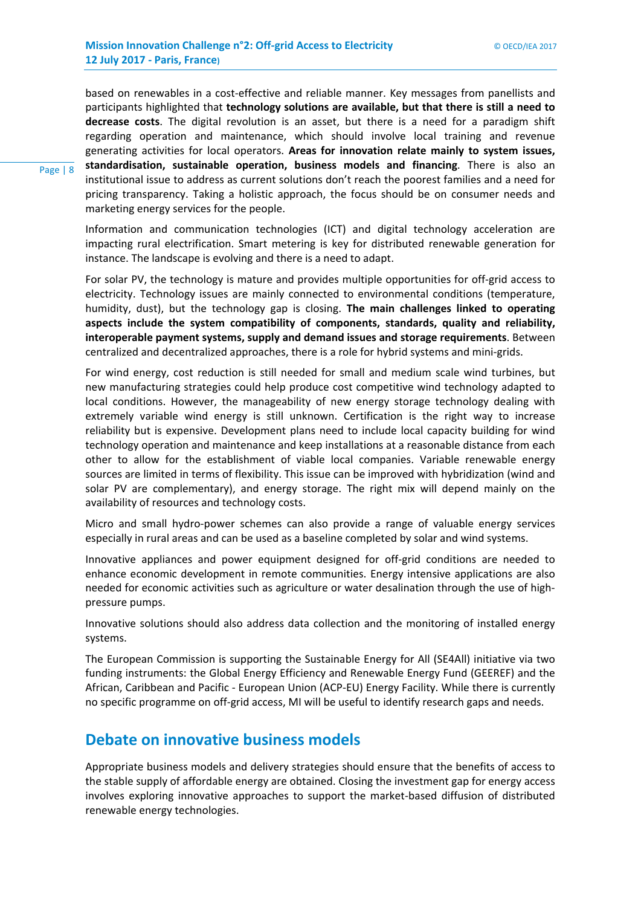based on renewables in a cost-effective and reliable manner. Key messages from panellists and participants highlighted that **technology solutions are available, but that there is still a need to decrease costs**. The digital revolution is an asset, but there is a need for a paradigm shift regarding operation and maintenance, which should involve local training and revenue generating activities for local operators. **Areas for innovation relate mainly to system issues, standardisation, sustainable operation, business models and financing**. There is also an institutional issue to address as current solutions don't reach the poorest families and a need for pricing transparency. Taking a holistic approach, the focus should be on consumer needs and marketing energy services for the people.

Information and communication technologies (ICT) and digital technology acceleration are impacting rural electrification. Smart metering is key for distributed renewable generation for instance. The landscape is evolving and there is a need to adapt.

For solar PV, the technology is mature and provides multiple opportunities for off-grid access to electricity. Technology issues are mainly connected to environmental conditions (temperature, humidity, dust), but the technology gap is closing. **The main challenges linked to operating aspects include the system compatibility of components, standards, quality and reliability, interoperable payment systems, supply and demand issues and storage requirements**. Between centralized and decentralized approaches, there is a role for hybrid systems and mini-grids.

For wind energy, cost reduction is still needed for small and medium scale wind turbines, but new manufacturing strategies could help produce cost competitive wind technology adapted to local conditions. However, the manageability of new energy storage technology dealing with extremely variable wind energy is still unknown. Certification is the right way to increase reliability but is expensive. Development plans need to include local capacity building for wind technology operation and maintenance and keep installations at a reasonable distance from each other to allow for the establishment of viable local companies. Variable renewable energy sources are limited in terms of flexibility. This issue can be improved with hybridization (wind and solar PV are complementary), and energy storage. The right mix will depend mainly on the availability of resources and technology costs.

Micro and small hydro-power schemes can also provide a range of valuable energy services especially in rural areas and can be used as a baseline completed by solar and wind systems.

Innovative appliances and power equipment designed for off-grid conditions are needed to enhance economic development in remote communities. Energy intensive applications are also needed for economic activities such as agriculture or water desalination through the use of high-pressure pumps.

Innovative solutions should also address data collection and the monitoring of installed energy systems.

The European Commission is supporting the Sustainable Energy for All (SE4All) initiative via two funding instruments: the Global Energy Efficiency and Renewable Energy Fund (GEEREF) and the African, Caribbean and Pacific - European Union (ACP-EU) Energy Facility. While there is currently no specific programme on off-grid access, MI will be useful to identify research gaps and needs.

## Debate on innovative business models

Appropriate business models and delivery strategies should ensure that the benefits of access to the stable supply of affordable energy are obtained. Closing the investment gap for energy access involves exploring innovative approaches to support the market-based diffusion of distributed renewable energy technologies.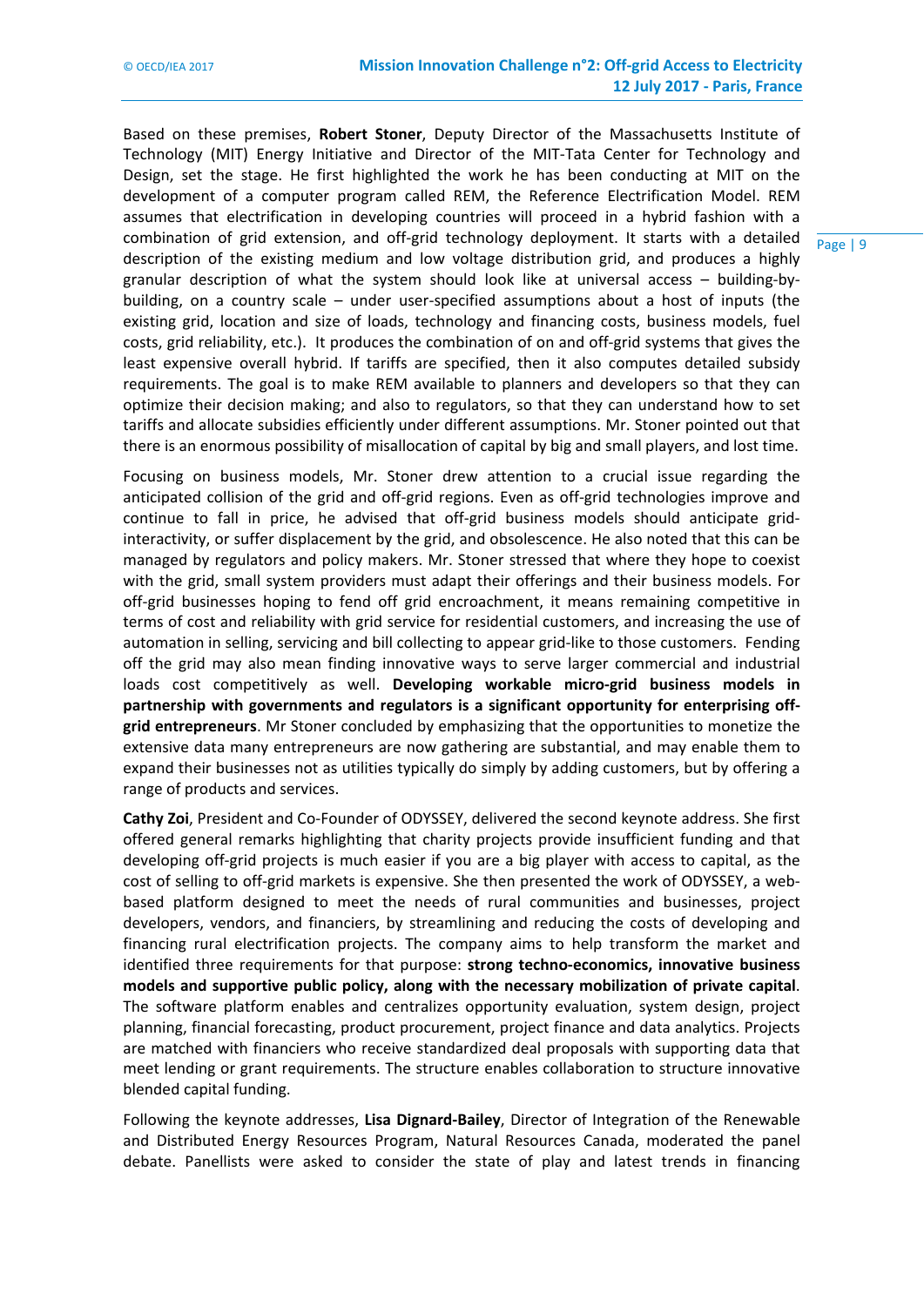Based on these premises, **Robert Stoner**, Deputy Director of the Massachusetts Institute of Technology (MIT) Energy Initiative and Director of the MIT-Tata Center for Technology and Design, set the stage. He first highlighted the work he has been conducting at MIT on the development of a computer program called REM, the Reference Electrification Model. REM assumes that electrification in developing countries will proceed in a hybrid fashion with a combination of grid extension, and off-grid technology deployment. It starts with a detailed description of the existing medium and low voltage distribution grid, and produces a highly granular description of what the system should look like at universal access – building-by-building, on a country scale – under user-specified assumptions about a host of inputs (the existing grid, location and size of loads, technology and financing costs, business models, fuel costs, grid reliability, etc.). It produces the combination of on and off-grid systems that gives the least expensive overall hybrid. If tariffs are specified, then it also computes detailed subsidy requirements. The goal is to make REM available to planners and developers so that they can optimize their decision making; and also to regulators, so that they can understand how to set tariffs and allocate subsidies efficiently under different assumptions. Mr. Stoner pointed out that there is an enormous possibility of misallocation of capital by big and small players, and lost time.

Focusing on business models, Mr. Stoner drew attention to a crucial issue regarding the anticipated collision of the grid and off-grid regions. Even as off-grid technologies improve and continue to fall in price, he advised that off-grid business models should anticipate grid-interactivity, or suffer displacement by the grid, and obsolescence. He also noted that this can be managed by regulators and policy makers. Mr. Stoner stressed that where they hope to coexist with the grid, small system providers must adapt their offerings and their business models. For off-grid businesses hoping to fend off grid encroachment, it means remaining competitive in terms of cost and reliability with grid service for residential customers, and increasing the use of automation in selling, servicing and bill collecting to appear grid-like to those customers. Fending off the grid may also mean finding innovative ways to serve larger commercial and industrial loads cost competitively as well. **Developing workable micro-grid business models in partnership with governments and regulators is a significant opportunity for enterprising off-grid entrepreneurs**. Mr Stoner concluded by emphasizing that the opportunities to monetize the extensive data many entrepreneurs are now gathering are substantial, and may enable them to expand their businesses not as utilities typically do simply by adding customers, but by offering a range of products and services.

**Cathy Zoi**, President and Co-Founder of ODYSSEY, delivered the second keynote address. She first offered general remarks highlighting that charity projects provide insufficient funding and that developing off-grid projects is much easier if you are a big player with access to capital, as the cost of selling to off-grid markets is expensive. She then presented the work of ODYSSEY, a web-based platform designed to meet the needs of rural communities and businesses, project developers, vendors, and financiers, by streamlining and reducing the costs of developing and financing rural electrification projects. The company aims to help transform the market and identified three requirements for that purpose: **strong techno-economics, innovative business models and supportive public policy, along with the necessary mobilization of private capital**. The software platform enables and centralizes opportunity evaluation, system design, project planning, financial forecasting, product procurement, project finance and data analytics. Projects are matched with financiers who receive standardized deal proposals with supporting data that meet lending or grant requirements. The structure enables collaboration to structure innovative blended capital funding.

Following the keynote addresses, **Lisa Dignard-Bailey**, Director of Integration of the Renewable and Distributed Energy Resources Program, Natural Resources Canada, moderated the panel debate. Panellists were asked to consider the state of play and latest trends in financing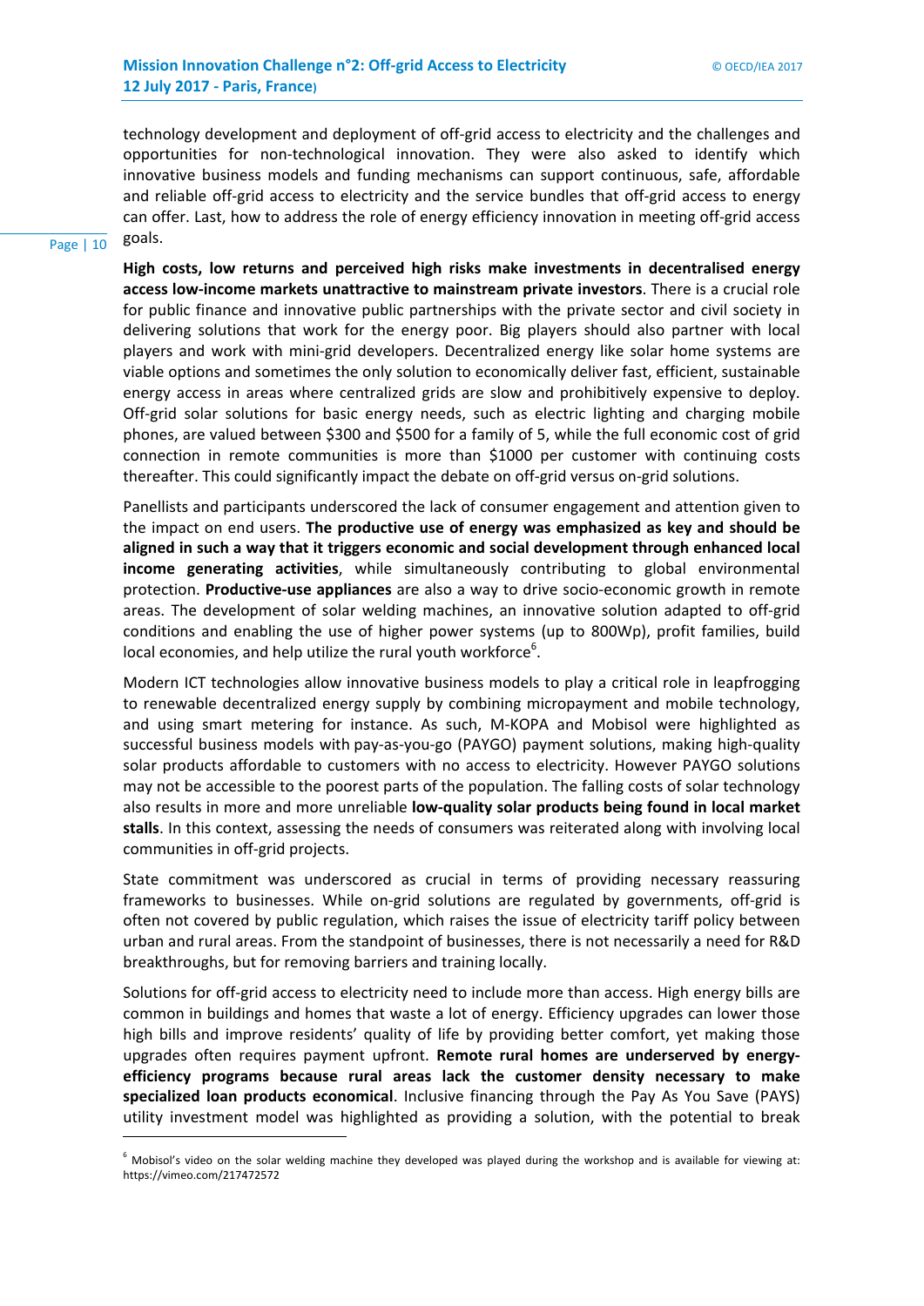technology development and deployment of off-grid access to electricity and the challenges and opportunities for non-technological innovation. They were also asked to identify which innovative business models and funding mechanisms can support continuous, safe, affordable and reliable off-grid access to electricity and the service bundles that off-grid access to energy can offer. Last, how to address the role of energy efficiency innovation in meeting off-grid access goals.

**High costs, low returns and perceived high risks make investments in decentralised energy access low-income markets unattractive to mainstream private investors**. There is a crucial role for public finance and innovative public partnerships with the private sector and civil society in delivering solutions that work for the energy poor. Big players should also partner with local players and work with mini-grid developers. Decentralized energy like solar home systems are viable options and sometimes the only solution to economically deliver fast, efficient, sustainable energy access in areas where centralized grids are slow and prohibitively expensive to deploy. Off-grid solar solutions for basic energy needs, such as electric lighting and charging mobile phones, are valued between $300 and $500 for a family of 5, while the full economic cost of grid connection in remote communities is more than $1000 per customer with continuing costs thereafter. This could significantly impact the debate on off-grid versus on-grid solutions.

Panellists and participants underscored the lack of consumer engagement and attention given to the impact on end users. **The productive use of energy was emphasized as key and should be aligned in such a way that it triggers economic and social development through enhanced local income generating activities**, while simultaneously contributing to global environmental protection. **Productive-use appliances** are also a way to drive socio-economic growth in remote areas. The development of solar welding machines, an innovative solution adapted to off-grid conditions and enabling the use of higher power systems (up to 800Wp), profit families, build local economies, and help utilize the rural youth workforce[6].

Modern ICT technologies allow innovative business models to play a critical role in leapfrogging to renewable decentralized energy supply by combining micropayment and mobile technology, and using smart metering for instance. As such, M-KOPA and Mobisol were highlighted as successful business models with pay-as-you-go (PAYGO) payment solutions, making high-quality solar products affordable to customers with no access to electricity. However PAYGO solutions may not be accessible to the poorest parts of the population. The falling costs of solar technology also results in more and more unreliable **low-quality solar products being found in local market stalls**. In this context, assessing the needs of consumers was reiterated along with involving local communities in off-grid projects.

State commitment was underscored as crucial in terms of providing necessary reassuring frameworks to businesses. While on-grid solutions are regulated by governments, off-grid is often not covered by public regulation, which raises the issue of electricity tariff policy between urban and rural areas. From the standpoint of businesses, there is not necessarily a need for R&D breakthroughs, but for removing barriers and training locally.

Solutions for off-grid access to electricity need to include more than access. High energy bills are common in buildings and homes that waste a lot of energy. Efficiency upgrades can lower those high bills and improve residents' quality of life by providing better comfort, yet making those upgrades often requires payment upfront. **Remote rural homes are underserved by energy-efficiency programs because rural areas lack the customer density necessary to make specialized loan products economical**. Inclusive financing through the Pay As You Save (PAYS) utility investment model was highlighted as providing a solution, with the potential to break

[6] Mobisol's video on the solar welding machine they developed was played during the workshop and is available for viewing at: https://vimeo.com/217472572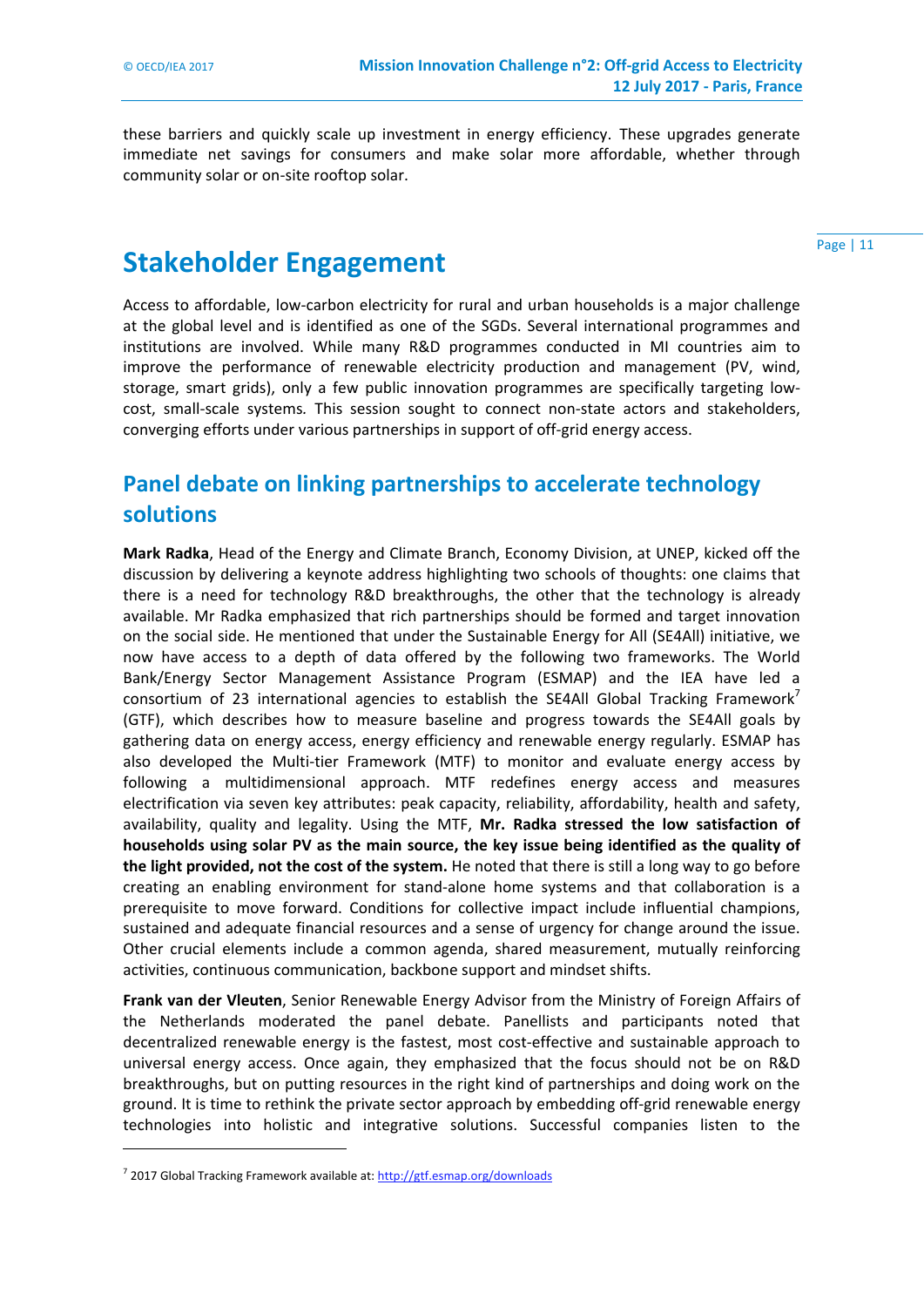these barriers and quickly scale up investment in energy efficiency. These upgrades generate immediate net savings for consumers and make solar more affordable, whether through community solar or on-site rooftop solar.

# Stakeholder Engagement

Access to affordable, low-carbon electricity for rural and urban households is a major challenge at the global level and is identified as one of the SGDs. Several international programmes and institutions are involved. While many R&D programmes conducted in MI countries aim to improve the performance of renewable electricity production and management (PV, wind, storage, smart grids), only a few public innovation programmes are specifically targeting low-cost, small-scale systems. This session sought to connect non-state actors and stakeholders, converging efforts under various partnerships in support of off-grid energy access.

## Panel debate on linking partnerships to accelerate technology solutions

**Mark Radka**, Head of the Energy and Climate Branch, Economy Division, at UNEP, kicked off the discussion by delivering a keynote address highlighting two schools of thoughts: one claims that there is a need for technology R&D breakthroughs, the other that the technology is already available. Mr Radka emphasized that rich partnerships should be formed and target innovation on the social side. He mentioned that under the Sustainable Energy for All (SE4All) initiative, we now have access to a depth of data offered by the following two frameworks. The World Bank/Energy Sector Management Assistance Program (ESMAP) and the IEA have led a consortium of 23 international agencies to establish the SE4All Global Tracking Framework[7] (GTF), which describes how to measure baseline and progress towards the SE4All goals by gathering data on energy access, energy efficiency and renewable energy regularly. ESMAP has also developed the Multi-tier Framework (MTF) to monitor and evaluate energy access by following a multidimensional approach. MTF redefines energy access and measures electrification via seven key attributes: peak capacity, reliability, affordability, health and safety, availability, quality and legality. Using the MTF, **Mr. Radka stressed the low satisfaction of households using solar PV as the main source, the key issue being identified as the quality of the light provided, not the cost of the system.** He noted that there is still a long way to go before creating an enabling environment for stand-alone home systems and that collaboration is a prerequisite to move forward. Conditions for collective impact include influential champions, sustained and adequate financial resources and a sense of urgency for change around the issue. Other crucial elements include a common agenda, shared measurement, mutually reinforcing activities, continuous communication, backbone support and mindset shifts.

**Frank van der Vleuten**, Senior Renewable Energy Advisor from the Ministry of Foreign Affairs of the Netherlands moderated the panel debate. Panellists and participants noted that decentralized renewable energy is the fastest, most cost-effective and sustainable approach to universal energy access. Once again, they emphasized that the focus should not be on R&D breakthroughs, but on putting resources in the right kind of partnerships and doing work on the ground. It is time to rethink the private sector approach by embedding off-grid renewable energy technologies into holistic and integrative solutions. Successful companies listen to the

---

[7] 2017 Global Tracking Framework available at: http://gtf.esmap.org/downloads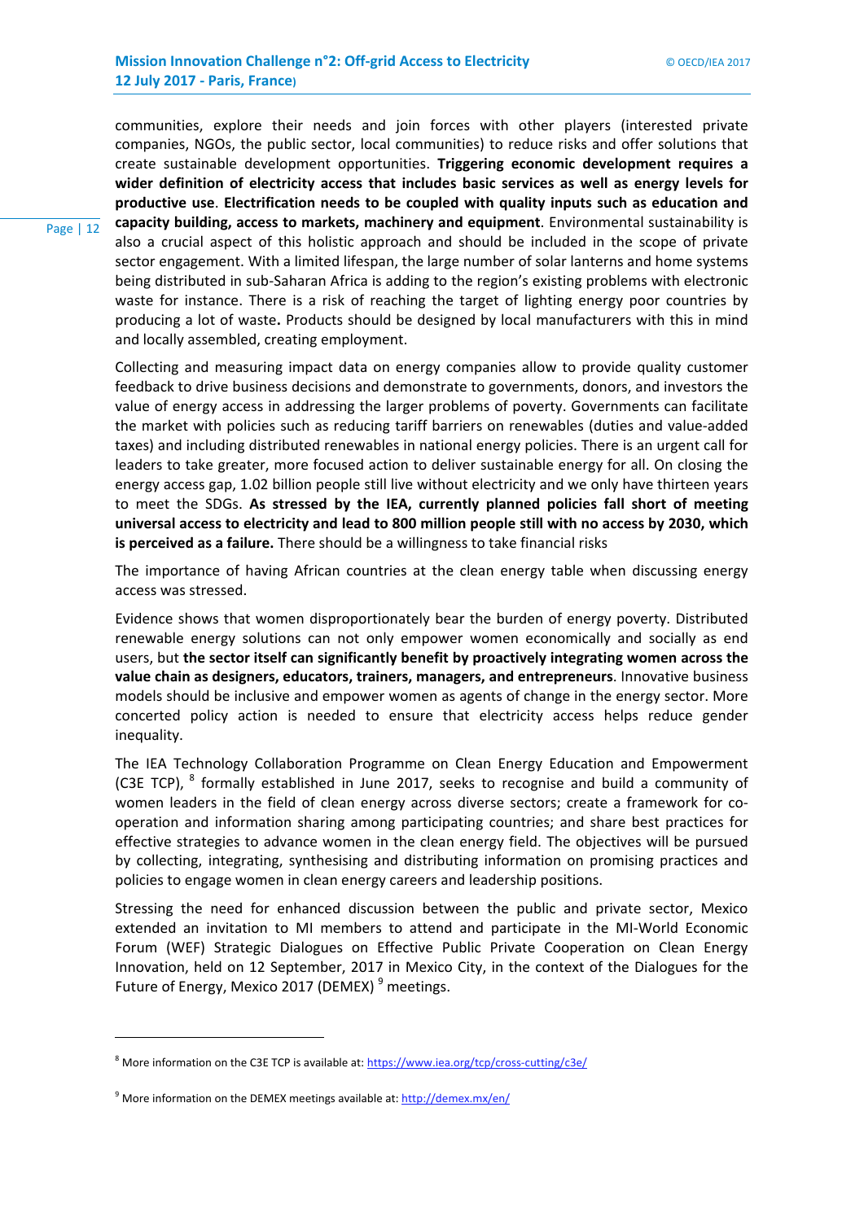communities, explore their needs and join forces with other players (interested private companies, NGOs, the public sector, local communities) to reduce risks and offer solutions that create sustainable development opportunities. **Triggering economic development requires a wider definition of electricity access that includes basic services as well as energy levels for productive use**. **Electrification needs to be coupled with quality inputs such as education and capacity building, access to markets, machinery and equipment**. Environmental sustainability is also a crucial aspect of this holistic approach and should be included in the scope of private sector engagement. With a limited lifespan, the large number of solar lanterns and home systems being distributed in sub-Saharan Africa is adding to the region's existing problems with electronic waste for instance. There is a risk of reaching the target of lighting energy poor countries by producing a lot of waste**.** Products should be designed by local manufacturers with this in mind and locally assembled, creating employment.

Collecting and measuring impact data on energy companies allow to provide quality customer feedback to drive business decisions and demonstrate to governments, donors, and investors the value of energy access in addressing the larger problems of poverty. Governments can facilitate the market with policies such as reducing tariff barriers on renewables (duties and value-added taxes) and including distributed renewables in national energy policies. There is an urgent call for leaders to take greater, more focused action to deliver sustainable energy for all. On closing the energy access gap, 1.02 billion people still live without electricity and we only have thirteen years to meet the SDGs. **As stressed by the IEA, currently planned policies fall short of meeting universal access to electricity and lead to 800 million people still with no access by 2030, which is perceived as a failure.** There should be a willingness to take financial risks

The importance of having African countries at the clean energy table when discussing energy access was stressed.

Evidence shows that women disproportionately bear the burden of energy poverty. Distributed renewable energy solutions can not only empower women economically and socially as end users, but **the sector itself can significantly benefit by proactively integrating women across the value chain as designers, educators, trainers, managers, and entrepreneurs**. Innovative business models should be inclusive and empower women as agents of change in the energy sector. More concerted policy action is needed to ensure that electricity access helps reduce gender inequality.

The IEA Technology Collaboration Programme on Clean Energy Education and Empowerment (C3E TCP), [8] formally established in June 2017, seeks to recognise and build a community of women leaders in the field of clean energy across diverse sectors; create a framework for co-operation and information sharing among participating countries; and share best practices for effective strategies to advance women in the clean energy field. The objectives will be pursued by collecting, integrating, synthesising and distributing information on promising practices and policies to engage women in clean energy careers and leadership positions.

Stressing the need for enhanced discussion between the public and private sector, Mexico extended an invitation to MI members to attend and participate in the MI-World Economic Forum (WEF) Strategic Dialogues on Effective Public Private Cooperation on Clean Energy Innovation, held on 12 September, 2017 in Mexico City, in the context of the Dialogues for the Future of Energy, Mexico 2017 (DEMEX) [9] meetings.

---

[8] More information on the C3E TCP is available at: https://www.iea.org/tcp/cross-cutting/c3e/

[9] More information on the DEMEX meetings available at: http://demex.mx/en/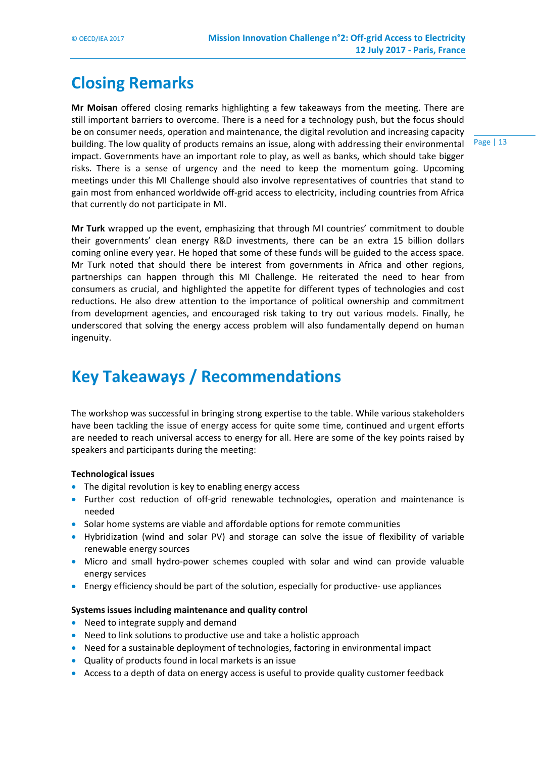# Closing Remarks

**Mr Moisan** offered closing remarks highlighting a few takeaways from the meeting. There are still important barriers to overcome. There is a need for a technology push, but the focus should be on consumer needs, operation and maintenance, the digital revolution and increasing capacity building. The low quality of products remains an issue, along with addressing their environmental impact. Governments have an important role to play, as well as banks, which should take bigger risks. There is a sense of urgency and the need to keep the momentum going. Upcoming meetings under this MI Challenge should also involve representatives of countries that stand to gain most from enhanced worldwide off-grid access to electricity, including countries from Africa that currently do not participate in MI.

**Mr Turk** wrapped up the event, emphasizing that through MI countries' commitment to double their governments' clean energy R&D investments, there can be an extra 15 billion dollars coming online every year. He hoped that some of these funds will be guided to the access space. Mr Turk noted that should there be interest from governments in Africa and other regions, partnerships can happen through this MI Challenge. He reiterated the need to hear from consumers as crucial, and highlighted the appetite for different types of technologies and cost reductions. He also drew attention to the importance of political ownership and commitment from development agencies, and encouraged risk taking to try out various models. Finally, he underscored that solving the energy access problem will also fundamentally depend on human ingenuity.

# Key Takeaways / Recommendations

The workshop was successful in bringing strong expertise to the table. While various stakeholders have been tackling the issue of energy access for quite some time, continued and urgent efforts are needed to reach universal access to energy for all. Here are some of the key points raised by speakers and participants during the meeting:

**Technological issues**

- The digital revolution is key to enabling energy access
- Further cost reduction of off-grid renewable technologies, operation and maintenance is needed
- Solar home systems are viable and affordable options for remote communities
- Hybridization (wind and solar PV) and storage can solve the issue of flexibility of variable renewable energy sources
- Micro and small hydro-power schemes coupled with solar and wind can provide valuable energy services
- Energy efficiency should be part of the solution, especially for productive- use appliances

**Systems issues including maintenance and quality control**

- Need to integrate supply and demand
- Need to link solutions to productive use and take a holistic approach
- Need for a sustainable deployment of technologies, factoring in environmental impact
- Quality of products found in local markets is an issue
- Access to a depth of data on energy access is useful to provide quality customer feedback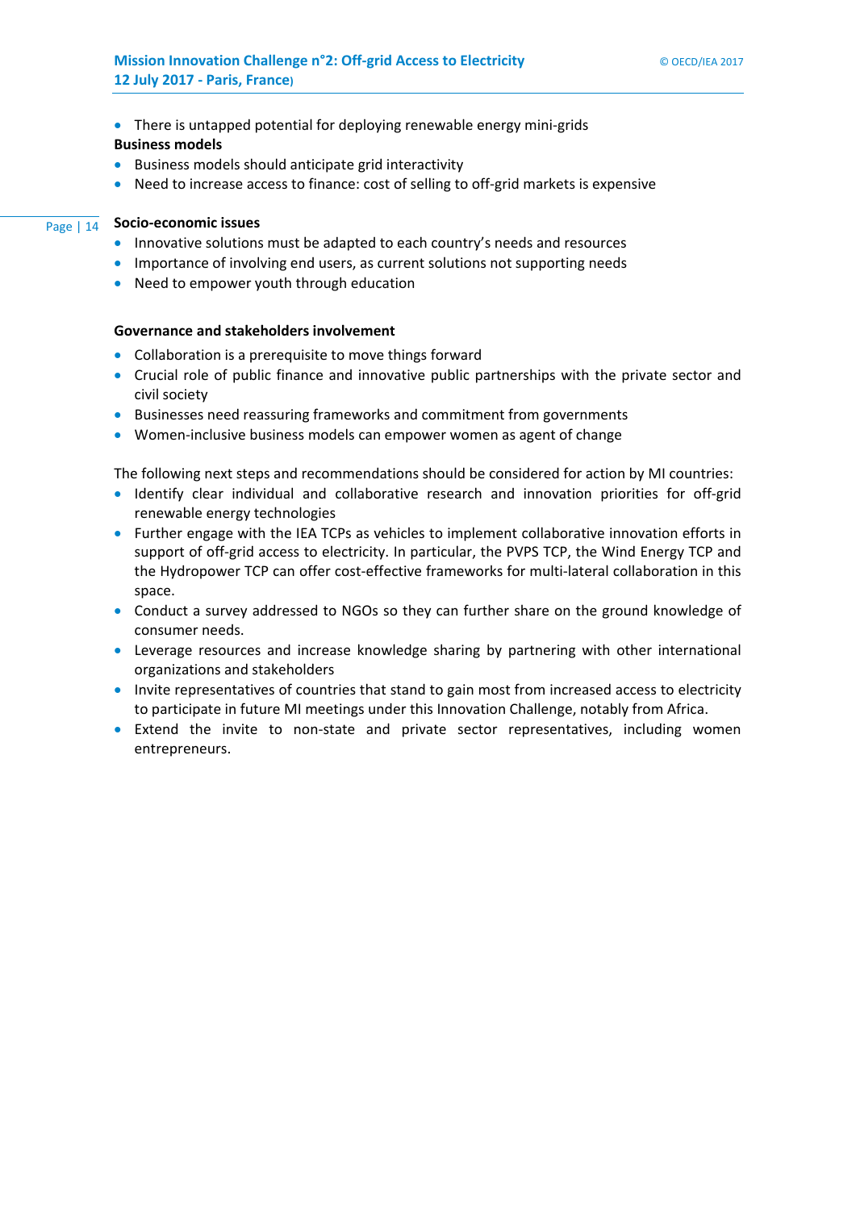- There is untapped potential for deploying renewable energy mini-grids

**Business models**

- Business models should anticipate grid interactivity
- Need to increase access to finance: cost of selling to off-grid markets is expensive

**Socio-economic issues**

- Innovative solutions must be adapted to each country's needs and resources
- Importance of involving end users, as current solutions not supporting needs
- Need to empower youth through education

**Governance and stakeholders involvement**

- Collaboration is a prerequisite to move things forward
- Crucial role of public finance and innovative public partnerships with the private sector and civil society
- Businesses need reassuring frameworks and commitment from governments
- Women-inclusive business models can empower women as agent of change

The following next steps and recommendations should be considered for action by MI countries:

- Identify clear individual and collaborative research and innovation priorities for off-grid renewable energy technologies
- Further engage with the IEA TCPs as vehicles to implement collaborative innovation efforts in support of off-grid access to electricity. In particular, the PVPS TCP, the Wind Energy TCP and the Hydropower TCP can offer cost-effective frameworks for multi-lateral collaboration in this space.
- Conduct a survey addressed to NGOs so they can further share on the ground knowledge of consumer needs.
- Leverage resources and increase knowledge sharing by partnering with other international organizations and stakeholders
- Invite representatives of countries that stand to gain most from increased access to electricity to participate in future MI meetings under this Innovation Challenge, notably from Africa.
- Extend the invite to non-state and private sector representatives, including women entrepreneurs.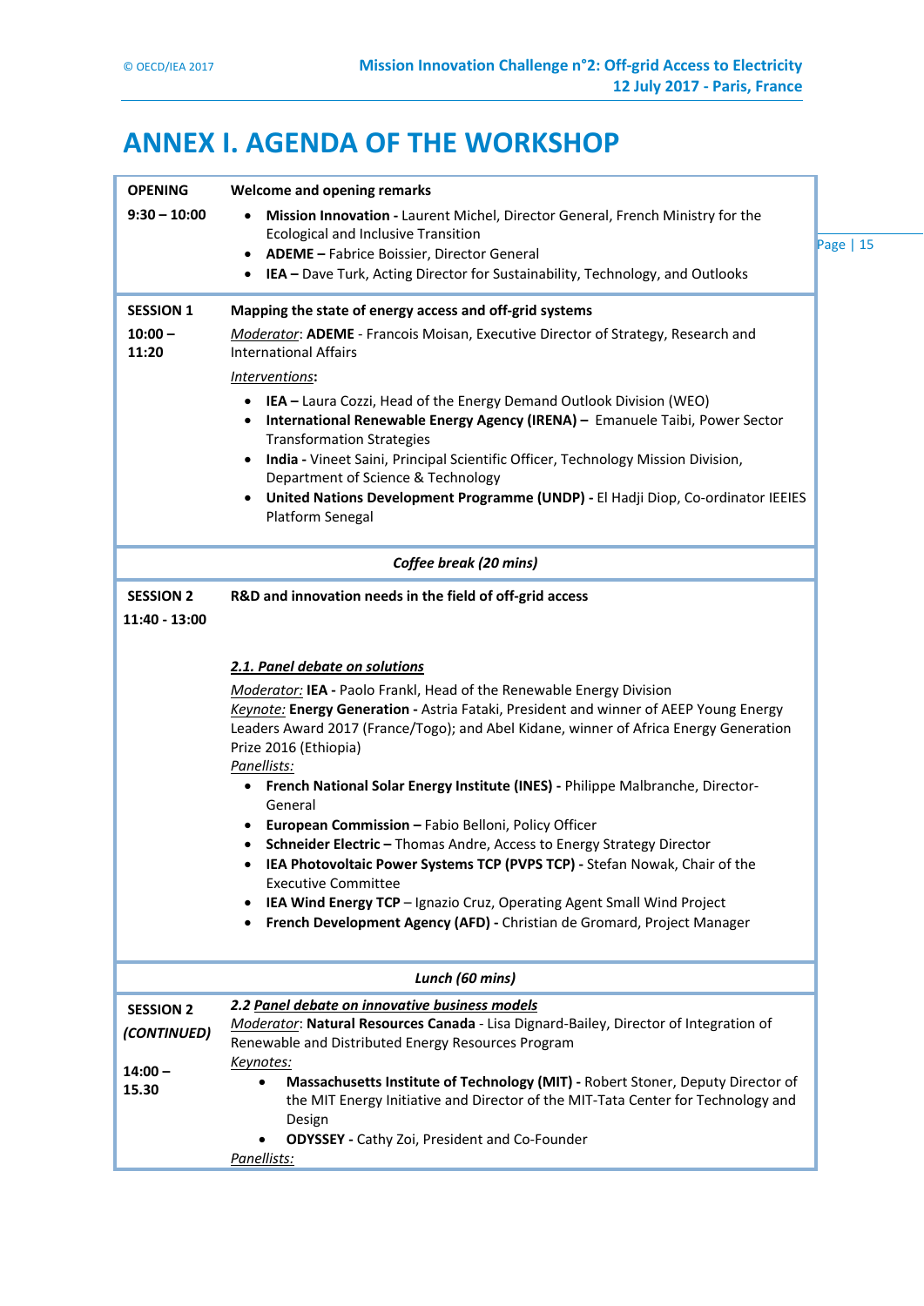# ANNEX I. AGENDA OF THE WORKSHOP

| | |
|---|---|
| **OPENING**<br><br>**9:30 – 10:00** | **Welcome and opening remarks**<br><br>• **Mission Innovation -** Laurent Michel, Director General, French Ministry for the Ecological and Inclusive Transition<br>• **ADEME –** Fabrice Boissier, Director General<br>• **IEA –** Dave Turk, Acting Director for Sustainability, Technology, and Outlooks |
| **SESSION 1**<br><br>**10:00 – 11:20** | **Mapping the state of energy access and off-grid systems**<br><br>*Moderator*: **ADEME** - Francois Moisan, Executive Director of Strategy, Research and International Affairs<br><br>*Interventions*:<br><br>• **IEA –** Laura Cozzi, Head of the Energy Demand Outlook Division (WEO)<br>• **International Renewable Energy Agency (IRENA) –** Emanuele Taibi, Power Sector Transformation Strategies<br>• **India -** Vineet Saini, Principal Scientific Officer, Technology Mission Division, Department of Science & Technology<br>• **United Nations Development Programme (UNDP) -** El Hadji Diop, Co-ordinator IEEIES Platform Senegal |
| | ***Coffee break (20 mins)*** |
| **SESSION 2**<br><br>**11:40 - 13:00** | **R&D and innovation needs in the field of off-grid access**<br><br>***2.1. Panel debate on solutions***<br><br>*Moderator:* **IEA -** Paolo Frankl, Head of the Renewable Energy Division<br>*Keynote:* **Energy Generation -** Astria Fataki, President and winner of AEEP Young Energy Leaders Award 2017 (France/Togo); and Abel Kidane, winner of Africa Energy Generation Prize 2016 (Ethiopia)<br>*Panellists:*<br>• **French National Solar Energy Institute (INES) -** Philippe Malbranche, Director-General<br>• **European Commission –** Fabio Belloni, Policy Officer<br>• **Schneider Electric –** Thomas Andre, Access to Energy Strategy Director<br>• **IEA Photovoltaic Power Systems TCP (PVPS TCP) -** Stefan Nowak, Chair of the Executive Committee<br>• **IEA Wind Energy TCP** – Ignazio Cruz, Operating Agent Small Wind Project<br>• **French Development Agency (AFD) -** Christian de Gromard, Project Manager |
| | ***Lunch (60 mins)*** |
| **SESSION 2**<br>***(CONTINUED)***<br><br>**14:00 – 15.30** | ***2.2 Panel debate on innovative business models***<br>*Moderator*: **Natural Resources Canada** - Lisa Dignard-Bailey, Director of Integration of Renewable and Distributed Energy Resources Program<br>*Keynotes:*<br>• **Massachusetts Institute of Technology (MIT) -** Robert Stoner, Deputy Director of the MIT Energy Initiative and Director of the MIT-Tata Center for Technology and Design<br>• **ODYSSEY -** Cathy Zoi, President and Co-Founder<br>*Panellists:* |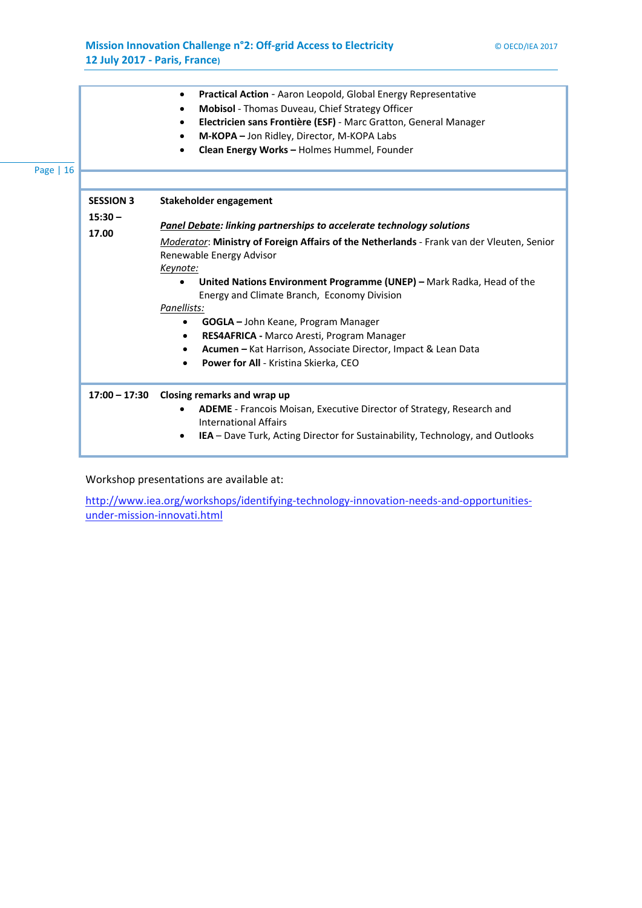| | |
|---|---|
| | • **Practical Action** - Aaron Leopold, Global Energy Representative<br>• **Mobisol** - Thomas Duveau, Chief Strategy Officer<br>• **Electricien sans Frontière (ESF)** - Marc Gratton, General Manager<br>• **M-KOPA –** Jon Ridley, Director, M-KOPA Labs<br>• **Clean Energy Works –** Holmes Hummel, Founder |
| | |
| **SESSION 3**<br>**15:30 – 17.00** | **Stakeholder engagement**<br><br>***Panel Debate: linking partnerships to accelerate technology solutions***<br>*Moderator*: **Ministry of Foreign Affairs of the Netherlands** - Frank van der Vleuten, Senior Renewable Energy Advisor<br>*Keynote:*<br>• **United Nations Environment Programme (UNEP) –** Mark Radka, Head of the Energy and Climate Branch, Economy Division<br>*Panellists:*<br>• **GOGLA –** John Keane, Program Manager<br>• **RES4AFRICA -** Marco Aresti, Program Manager<br>• **Acumen –** Kat Harrison, Associate Director, Impact & Lean Data<br>• **Power for All** - Kristina Skierka, CEO |
| **17:00 – 17:30** | **Closing remarks and wrap up**<br>• **ADEME** - Francois Moisan, Executive Director of Strategy, Research and International Affairs<br>• **IEA** – Dave Turk, Acting Director for Sustainability, Technology, and Outlooks |

Workshop presentations are available at:

http://www.iea.org/workshops/identifying-technology-innovation-needs-and-opportunities-under-mission-innovati.html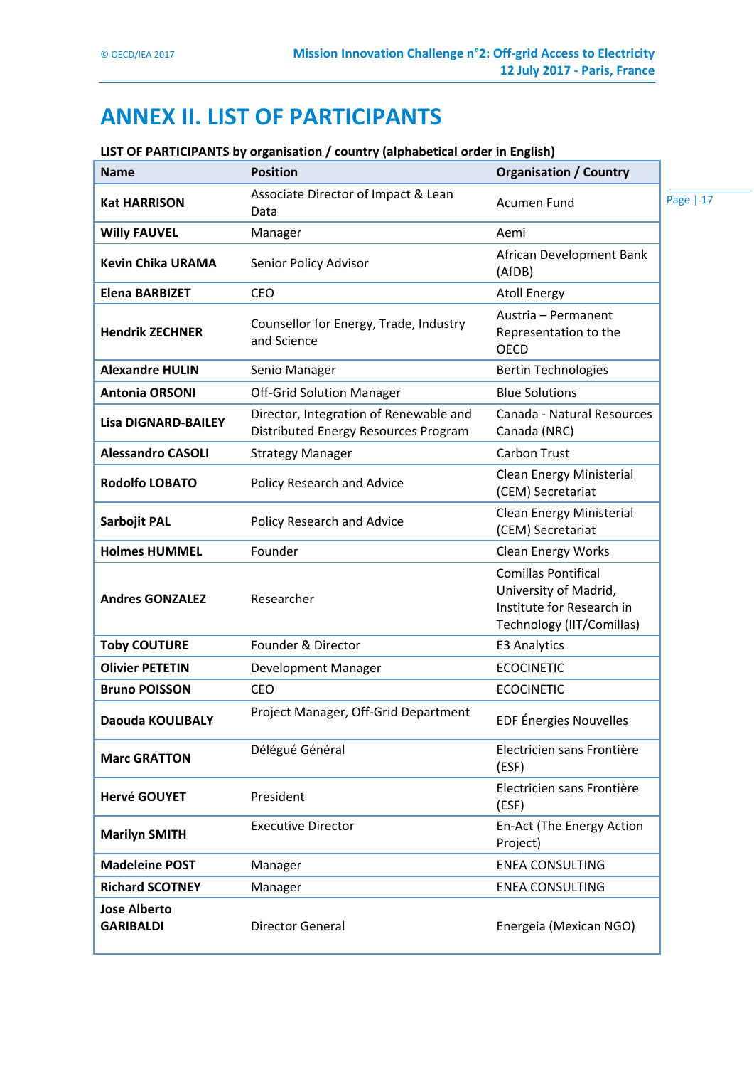# ANNEX II. LIST OF PARTICIPANTS

**LIST OF PARTICIPANTS by organisation / country (alphabetical order in English)**

| Name | Position | Organisation / Country |
|---|---|---|
| **Kat HARRISON** | Associate Director of Impact & Lean Data | Acumen Fund |
| **Willy FAUVEL** | Manager | Aemi |
| **Kevin Chika URAMA** | Senior Policy Advisor | African Development Bank (AfDB) |
| **Elena BARBIZET** | CEO | Atoll Energy |
| **Hendrik ZECHNER** | Counsellor for Energy, Trade, Industry and Science | Austria – Permanent Representation to the OECD |
| **Alexandre HULIN** | Senio Manager | Bertin Technologies |
| **Antonia ORSONI** | Off-Grid Solution Manager | Blue Solutions |
| **Lisa DIGNARD-BAILEY** | Director, Integration of Renewable and Distributed Energy Resources Program | Canada - Natural Resources Canada (NRC) |
| **Alessandro CASOLI** | Strategy Manager | Carbon Trust |
| **Rodolfo LOBATO** | Policy Research and Advice | Clean Energy Ministerial (CEM) Secretariat |
| **Sarbojit PAL** | Policy Research and Advice | Clean Energy Ministerial (CEM) Secretariat |
| **Holmes HUMMEL** | Founder | Clean Energy Works |
| **Andres GONZALEZ** | Researcher | Comillas Pontifical University of Madrid, Institute for Research in Technology (IIT/Comillas) |
| **Toby COUTURE** | Founder & Director | E3 Analytics |
| **Olivier PETETIN** | Development Manager | ECOCINETIC |
| **Bruno POISSON** | CEO | ECOCINETIC |
| **Daouda KOULIBALY** | Project Manager, Off-Grid Department | EDF Énergies Nouvelles |
| **Marc GRATTON** | Délégué Général | Electricien sans Frontière (ESF) |
| **Hervé GOUYET** | President | Electricien sans Frontière (ESF) |
| **Marilyn SMITH** | Executive Director | En-Act (The Energy Action Project) |
| **Madeleine POST** | Manager | ENEA CONSULTING |
| **Richard SCOTNEY** | Manager | ENEA CONSULTING |
| **Jose Alberto GARIBALDI** | Director General | Energeia (Mexican NGO) |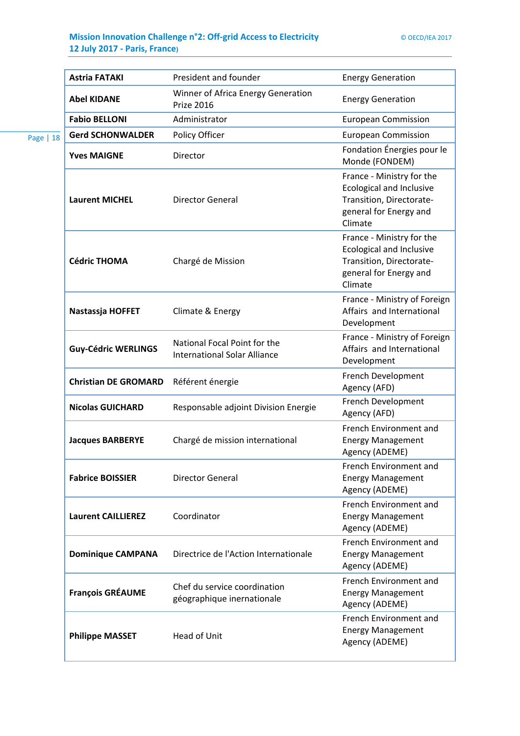| Astria FATAKI | President and founder | Energy Generation |
|---|---|---|
| **Abel KIDANE** | Winner of Africa Energy Generation Prize 2016 | Energy Generation |
| **Fabio BELLONI** | Administrator | European Commission |
| **Gerd SCHONWALDER** | Policy Officer | European Commission |
| **Yves MAIGNE** | Director | Fondation Énergies pour le Monde (FONDEM) |
| **Laurent MICHEL** | Director General | France - Ministry for the Ecological and Inclusive Transition, Directorate-general for Energy and Climate |
| **Cédric THOMA** | Chargé de Mission | France - Ministry for the Ecological and Inclusive Transition, Directorate-general for Energy and Climate |
| **Nastassja HOFFET** | Climate & Energy | France - Ministry of Foreign Affairs and International Development |
| **Guy-Cédric WERLINGS** | National Focal Point for the International Solar Alliance | France - Ministry of Foreign Affairs and International Development |
| **Christian DE GROMARD** | Référent énergie | French Development Agency (AFD) |
| **Nicolas GUICHARD** | Responsable adjoint Division Energie | French Development Agency (AFD) |
| **Jacques BARBERYE** | Chargé de mission international | French Environment and Energy Management Agency (ADEME) |
| **Fabrice BOISSIER** | Director General | French Environment and Energy Management Agency (ADEME) |
| **Laurent CAILLIEREZ** | Coordinator | French Environment and Energy Management Agency (ADEME) |
| **Dominique CAMPANA** | Directrice de l'Action Internationale | French Environment and Energy Management Agency (ADEME) |
| **François GRÉAUME** | Chef du service coordination géographique inernationale | French Environment and Energy Management Agency (ADEME) |
| **Philippe MASSET** | Head of Unit | French Environment and Energy Management Agency (ADEME) |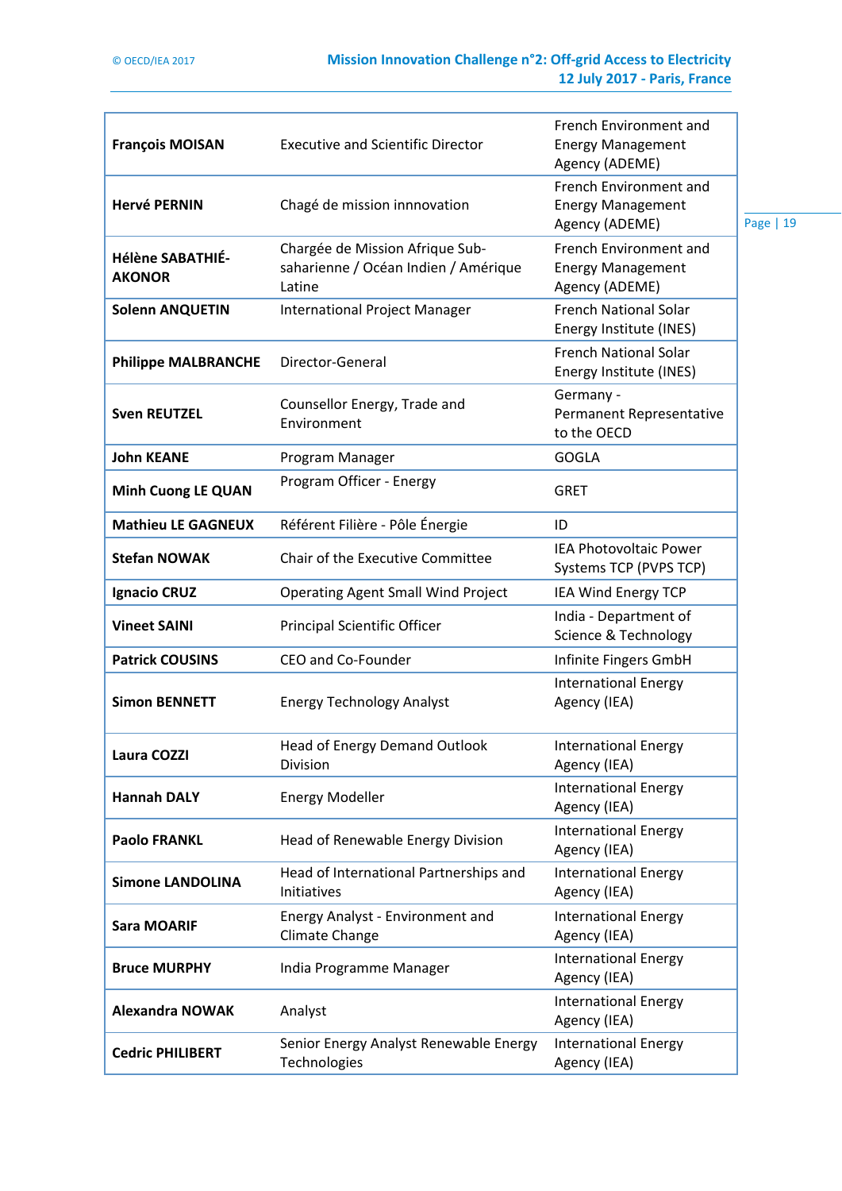| | | |
|---|---|---|
| **François MOISAN** | Executive and Scientific Director | French Environment and Energy Management Agency (ADEME) |
| **Hervé PERNIN** | Chagé de mission innnovation | French Environment and Energy Management Agency (ADEME) |
| **Hélène SABATHIÉ-AKONOR** | Chargée de Mission Afrique Sub-saharienne / Océan Indien / Amérique Latine | French Environment and Energy Management Agency (ADEME) |
| **Solenn ANQUETIN** | International Project Manager | French National Solar Energy Institute (INES) |
| **Philippe MALBRANCHE** | Director-General | French National Solar Energy Institute (INES) |
| **Sven REUTZEL** | Counsellor Energy, Trade and Environment | Germany - Permanent Representative to the OECD |
| **John KEANE** | Program Manager | GOGLA |
| **Minh Cuong LE QUAN** | Program Officer - Energy | GRET |
| **Mathieu LE GAGNEUX** | Référent Filière - Pôle Énergie | ID |
| **Stefan NOWAK** | Chair of the Executive Committee | IEA Photovoltaic Power Systems TCP (PVPS TCP) |
| **Ignacio CRUZ** | Operating Agent Small Wind Project | IEA Wind Energy TCP |
| **Vineet SAINI** | Principal Scientific Officer | India - Department of Science & Technology |
| **Patrick COUSINS** | CEO and Co-Founder | Infinite Fingers GmbH |
| **Simon BENNETT** | Energy Technology Analyst | International Energy Agency (IEA) |
| **Laura COZZI** | Head of Energy Demand Outlook Division | International Energy Agency (IEA) |
| **Hannah DALY** | Energy Modeller | International Energy Agency (IEA) |
| **Paolo FRANKL** | Head of Renewable Energy Division | International Energy Agency (IEA) |
| **Simone LANDOLINA** | Head of International Partnerships and Initiatives | International Energy Agency (IEA) |
| **Sara MOARIF** | Energy Analyst - Environment and Climate Change | International Energy Agency (IEA) |
| **Bruce MURPHY** | India Programme Manager | International Energy Agency (IEA) |
| **Alexandra NOWAK** | Analyst | International Energy Agency (IEA) |
| **Cedric PHILIBERT** | Senior Energy Analyst Renewable Energy Technologies | International Energy Agency (IEA) |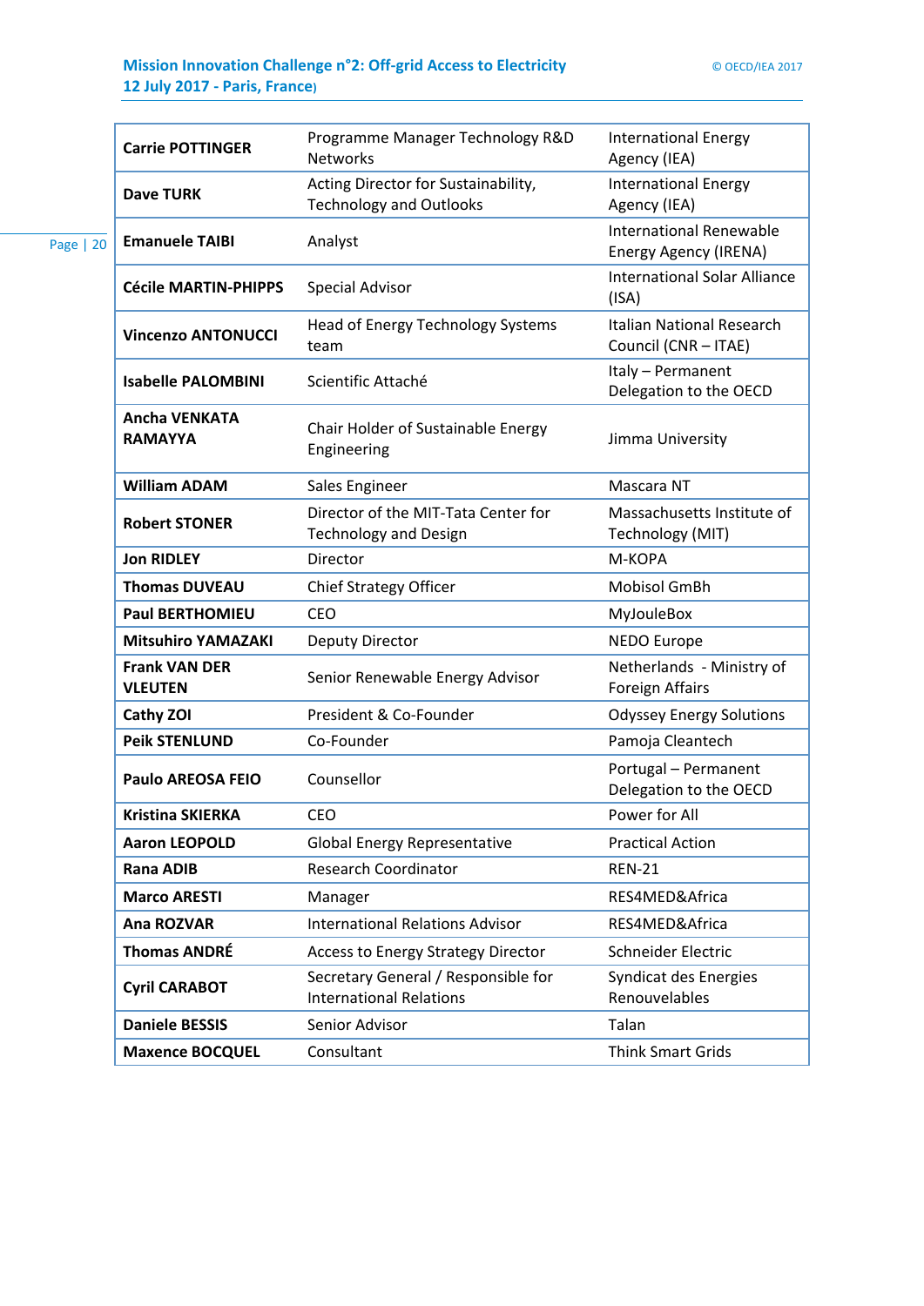| | | |
|---|---|---|
| **Carrie POTTINGER** | Programme Manager Technology R&D Networks | International Energy Agency (IEA) |
| **Dave TURK** | Acting Director for Sustainability, Technology and Outlooks | International Energy Agency (IEA) |
| **Emanuele TAIBI** | Analyst | International Renewable Energy Agency (IRENA) |
| **Cécile MARTIN-PHIPPS** | Special Advisor | International Solar Alliance (ISA) |
| **Vincenzo ANTONUCCI** | Head of Energy Technology Systems team | Italian National Research Council (CNR – ITAE) |
| **Isabelle PALOMBINI** | Scientific Attaché | Italy – Permanent Delegation to the OECD |
| **Ancha VENKATA RAMAYYA** | Chair Holder of Sustainable Energy Engineering | Jimma University |
| **William ADAM** | Sales Engineer | Mascara NT |
| **Robert STONER** | Director of the MIT-Tata Center for Technology and Design | Massachusetts Institute of Technology (MIT) |
| **Jon RIDLEY** | Director | M-KOPA |
| **Thomas DUVEAU** | Chief Strategy Officer | Mobisol GmBh |
| **Paul BERTHOMIEU** | CEO | MyJouleBox |
| **Mitsuhiro YAMAZAKI** | Deputy Director | NEDO Europe |
| **Frank VAN DER VLEUTEN** | Senior Renewable Energy Advisor | Netherlands - Ministry of Foreign Affairs |
| **Cathy ZOI** | President & Co-Founder | Odyssey Energy Solutions |
| **Peik STENLUND** | Co-Founder | Pamoja Cleantech |
| **Paulo AREOSA FEIO** | Counsellor | Portugal – Permanent Delegation to the OECD |
| **Kristina SKIERKA** | CEO | Power for All |
| **Aaron LEOPOLD** | Global Energy Representative | Practical Action |
| **Rana ADIB** | Research Coordinator | REN-21 |
| **Marco ARESTI** | Manager | RES4MED&Africa |
| **Ana ROZVAR** | International Relations Advisor | RES4MED&Africa |
| **Thomas ANDRÉ** | Access to Energy Strategy Director | Schneider Electric |
| **Cyril CARABOT** | Secretary General / Responsible for International Relations | Syndicat des Energies Renouvelables |
| **Daniele BESSIS** | Senior Advisor | Talan |
| **Maxence BOCQUEL** | Consultant | Think Smart Grids |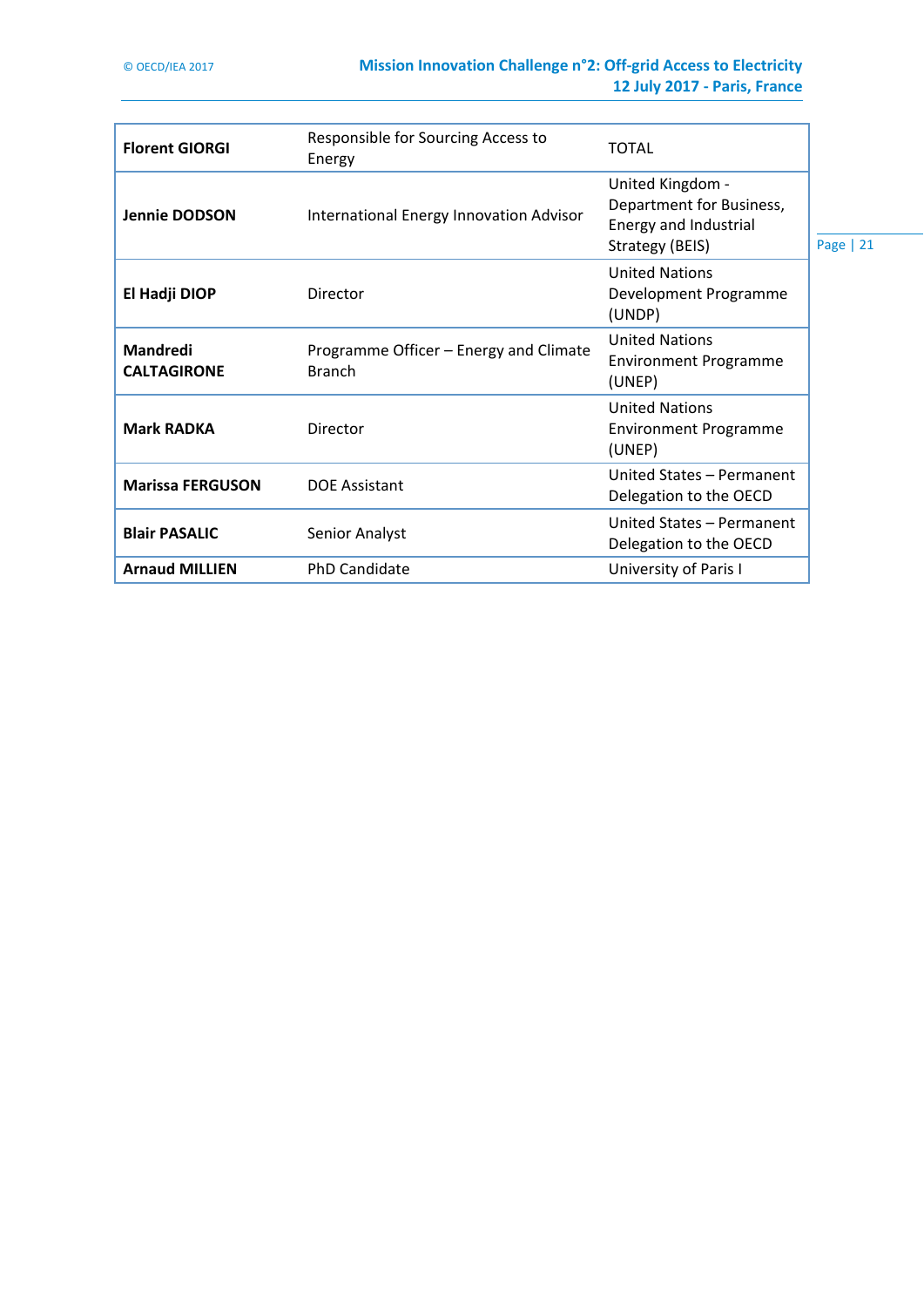| | | |
|---|---|---|
| **Florent GIORGI** | Responsible for Sourcing Access to Energy | TOTAL |
| **Jennie DODSON** | International Energy Innovation Advisor | United Kingdom - Department for Business, Energy and Industrial Strategy (BEIS) |
| **El Hadji DIOP** | Director | United Nations Development Programme (UNDP) |
| **Mandredi CALTAGIRONE** | Programme Officer – Energy and Climate Branch | United Nations Environment Programme (UNEP) |
| **Mark RADKA** | Director | United Nations Environment Programme (UNEP) |
| **Marissa FERGUSON** | DOE Assistant | United States – Permanent Delegation to the OECD |
| **Blair PASALIC** | Senior Analyst | United States – Permanent Delegation to the OECD |
| **Arnaud MILLIEN** | PhD Candidate | University of Paris I |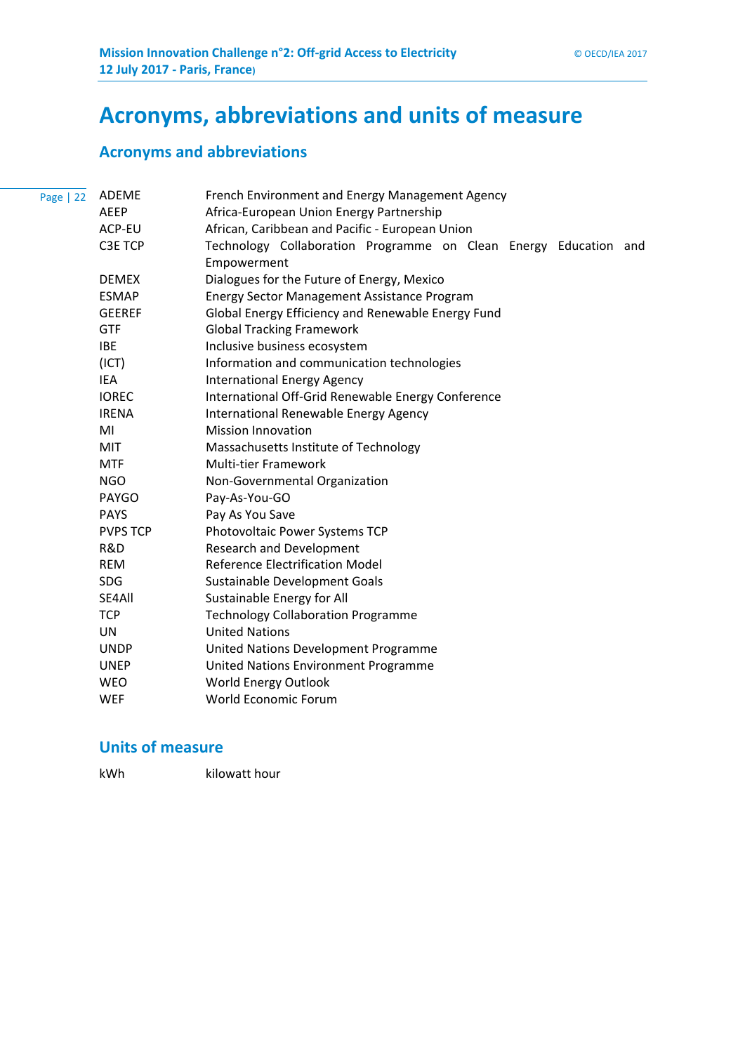# Acronyms, abbreviations and units of measure

## Acronyms and abbreviations

| | |
|---|---|
| ADEME | French Environment and Energy Management Agency |
| AEEP | Africa-European Union Energy Partnership |
| ACP-EU | African, Caribbean and Pacific - European Union |
| C3E TCP | Technology Collaboration Programme on Clean Energy Education and Empowerment |
| DEMEX | Dialogues for the Future of Energy, Mexico |
| ESMAP | Energy Sector Management Assistance Program |
| GEEREF | Global Energy Efficiency and Renewable Energy Fund |
| GTF | Global Tracking Framework |
| IBE | Inclusive business ecosystem |
| (ICT) | Information and communication technologies |
| IEA | International Energy Agency |
| IOREC | International Off-Grid Renewable Energy Conference |
| IRENA | International Renewable Energy Agency |
| MI | Mission Innovation |
| MIT | Massachusetts Institute of Technology |
| MTF | Multi-tier Framework |
| NGO | Non-Governmental Organization |
| PAYGO | Pay-As-You-GO |
| PAYS | Pay As You Save |
| PVPS TCP | Photovoltaic Power Systems TCP |
| R&D | Research and Development |
| REM | Reference Electrification Model |
| SDG | Sustainable Development Goals |
| SE4All | Sustainable Energy for All |
| TCP | Technology Collaboration Programme |
| UN | United Nations |
| UNDP | United Nations Development Programme |
| UNEP | United Nations Environment Programme |
| WEO | World Energy Outlook |
| WEF | World Economic Forum |

## Units of measure

| | |
|---|---|
| kWh | kilowatt hour |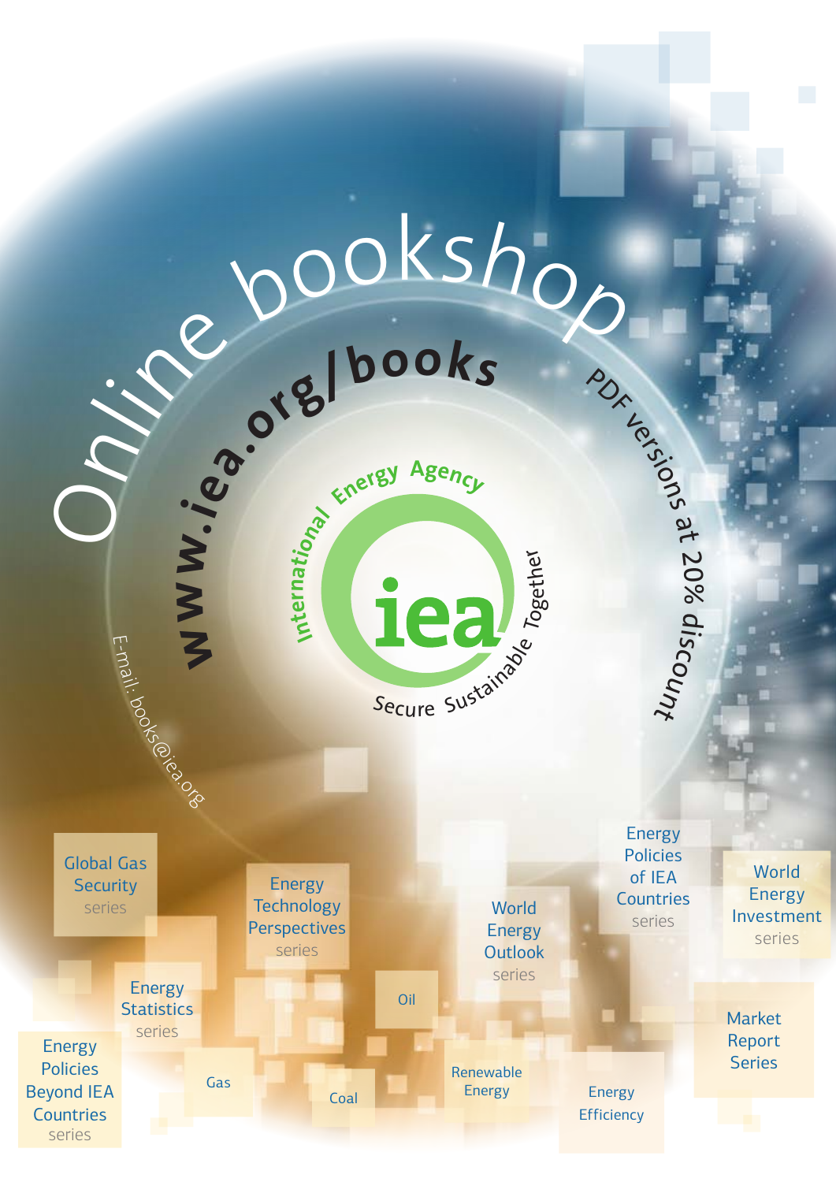# Online bookshop

**www.iea.org/books**

PDF versions at 20% discount

E-mail: books@iea.org

International Energy Agency

iea

Secure Sustainable Together

- Global Gas Security series
- Energy Technology Perspectives series
- World Energy Outlook series
- Energy Policies of IEA Countries series
- World Energy Investment series
- Energy Statistics series
- Energy Policies Beyond IEA Countries series
- Oil
- Gas
- Coal
- Renewable Energy
- Energy Efficiency
- Market Report Series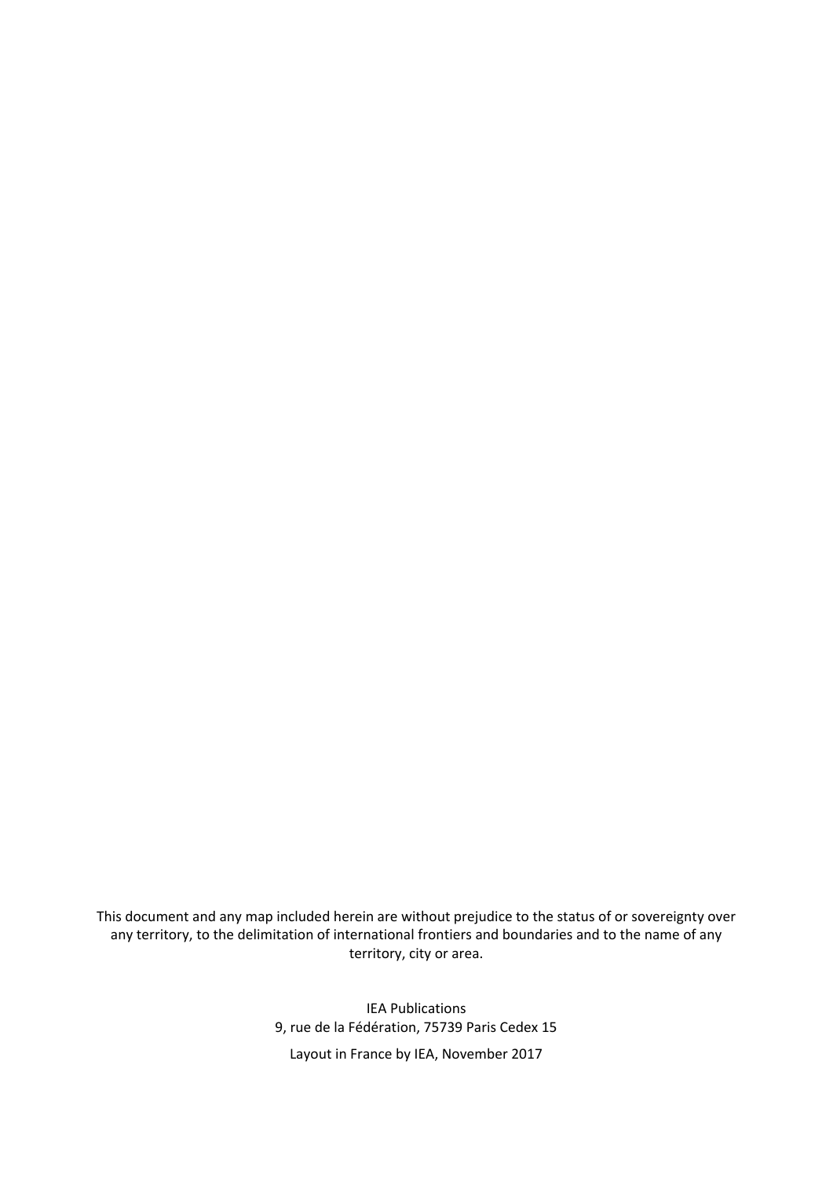This document and any map included herein are without prejudice to the status of or sovereignty over any territory, to the delimitation of international frontiers and boundaries and to the name of any territory, city or area.

IEA Publications
9, rue de la Fédération, 75739 Paris Cedex 15

Layout in France by IEA, November 2017